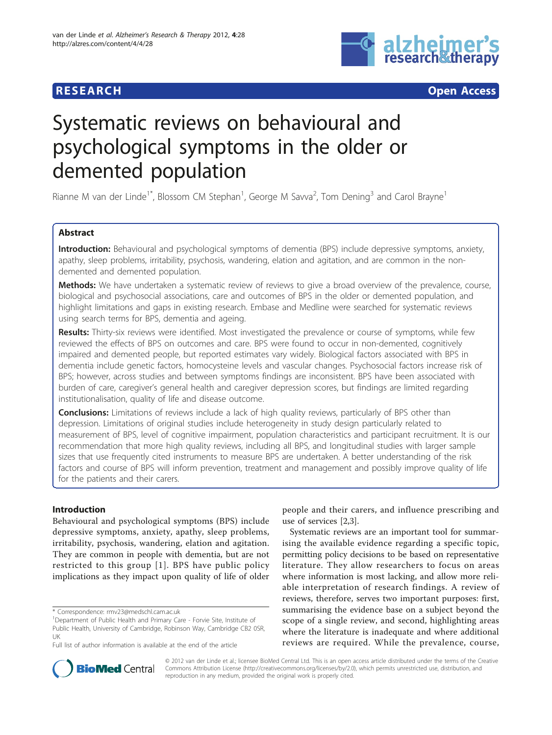**RESEARCH** **Open Access**

# Systematic reviews on behavioural and psychological symptoms in the older or demented population

Rianne M van der Linde[1*], Blossom CM Stephan[1], George M Savva[2], Tom Dening[3] and Carol Brayne[1]

## Abstract

**Introduction:** Behavioural and psychological symptoms of dementia (BPS) include depressive symptoms, anxiety, apathy, sleep problems, irritability, psychosis, wandering, elation and agitation, and are common in the non-demented and demented population.

**Methods:** We have undertaken a systematic review of reviews to give a broad overview of the prevalence, course, biological and psychosocial associations, care and outcomes of BPS in the older or demented population, and highlight limitations and gaps in existing research. Embase and Medline were searched for systematic reviews using search terms for BPS, dementia and ageing.

**Results:** Thirty-six reviews were identified. Most investigated the prevalence or course of symptoms, while few reviewed the effects of BPS on outcomes and care. BPS were found to occur in non-demented, cognitively impaired and demented people, but reported estimates vary widely. Biological factors associated with BPS in dementia include genetic factors, homocysteine levels and vascular changes. Psychosocial factors increase risk of BPS; however, across studies and between symptoms findings are inconsistent. BPS have been associated with burden of care, caregiver's general health and caregiver depression scores, but findings are limited regarding institutionalisation, quality of life and disease outcome.

**Conclusions:** Limitations of reviews include a lack of high quality reviews, particularly of BPS other than depression. Limitations of original studies include heterogeneity in study design particularly related to measurement of BPS, level of cognitive impairment, population characteristics and participant recruitment. It is our recommendation that more high quality reviews, including all BPS, and longitudinal studies with larger sample sizes that use frequently cited instruments to measure BPS are undertaken. A better understanding of the risk factors and course of BPS will inform prevention, treatment and management and possibly improve quality of life for the patients and their carers.

## Introduction

Behavioural and psychological symptoms (BPS) include depressive symptoms, anxiety, apathy, sleep problems, irritability, psychosis, wandering, elation and agitation. They are common in people with dementia, but are not restricted to this group [1]. BPS have public policy implications as they impact upon quality of life of older people and their carers, and influence prescribing and use of services [2,3].

Systematic reviews are an important tool for summarising the available evidence regarding a specific topic, permitting policy decisions to be based on representative literature. They allow researchers to focus on areas where information is most lacking, and allow more reliable interpretation of research findings. A review of reviews, therefore, serves two important purposes: first, summarising the evidence base on a subject beyond the scope of a single review, and second, highlighting areas where the literature is inadequate and where additional reviews are required. While the prevalence, course,

\* Correspondence: rmv23@medschl.cam.ac.uk
[1]Department of Public Health and Primary Care - Forvie Site, Institute of Public Health, University of Cambridge, Robinson Way, Cambridge CB2 0SR, UK
Full list of author information is available at the end of the article

© 2012 van der Linde et al.; licensee BioMed Central Ltd. This is an open access article distributed under the terms of the Creative Commons Attribution License (http://creativecommons.org/licenses/by/2.0), which permits unrestricted use, distribution, and reproduction in any medium, provided the original work is properly cited.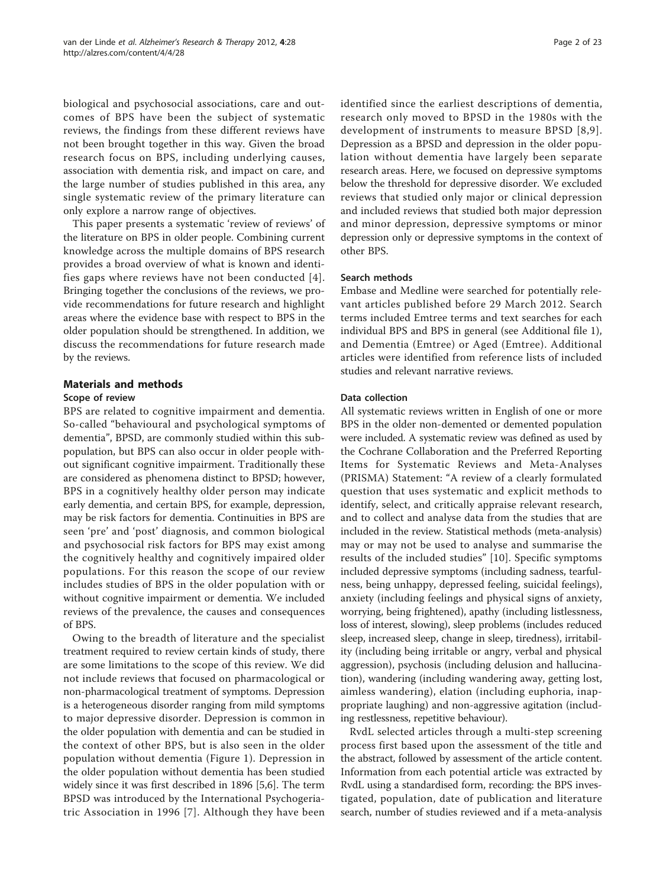biological and psychosocial associations, care and outcomes of BPS have been the subject of systematic reviews, the findings from these different reviews have not been brought together in this way. Given the broad research focus on BPS, including underlying causes, association with dementia risk, and impact on care, and the large number of studies published in this area, any single systematic review of the primary literature can only explore a narrow range of objectives.

This paper presents a systematic 'review of reviews' of the literature on BPS in older people. Combining current knowledge across the multiple domains of BPS research provides a broad overview of what is known and identifies gaps where reviews have not been conducted [4]. Bringing together the conclusions of the reviews, we provide recommendations for future research and highlight areas where the evidence base with respect to BPS in the older population should be strengthened. In addition, we discuss the recommendations for future research made by the reviews.

## Materials and methods

### Scope of review

BPS are related to cognitive impairment and dementia. So-called "behavioural and psychological symptoms of dementia", BPSD, are commonly studied within this subpopulation, but BPS can also occur in older people without significant cognitive impairment. Traditionally these are considered as phenomena distinct to BPSD; however, BPS in a cognitively healthy older person may indicate early dementia, and certain BPS, for example, depression, may be risk factors for dementia. Continuities in BPS are seen 'pre' and 'post' diagnosis, and common biological and psychosocial risk factors for BPS may exist among the cognitively healthy and cognitively impaired older populations. For this reason the scope of our review includes studies of BPS in the older population with or without cognitive impairment or dementia. We included reviews of the prevalence, the causes and consequences of BPS.

Owing to the breadth of literature and the specialist treatment required to review certain kinds of study, there are some limitations to the scope of this review. We did not include reviews that focused on pharmacological or non-pharmacological treatment of symptoms. Depression is a heterogeneous disorder ranging from mild symptoms to major depressive disorder. Depression is common in the older population with dementia and can be studied in the context of other BPS, but is also seen in the older population without dementia (Figure 1). Depression in the older population without dementia has been studied widely since it was first described in 1896 [5,6]. The term BPSD was introduced by the International Psychogeriatric Association in 1996 [7]. Although they have been identified since the earliest descriptions of dementia, research only moved to BPSD in the 1980s with the development of instruments to measure BPSD [8,9]. Depression as a BPSD and depression in the older population without dementia have largely been separate research areas. Here, we focused on depressive symptoms below the threshold for depressive disorder. We excluded reviews that studied only major or clinical depression and included reviews that studied both major depression and minor depression, depressive symptoms or minor depression only or depressive symptoms in the context of other BPS.

### Search methods

Embase and Medline were searched for potentially relevant articles published before 29 March 2012. Search terms included Emtree terms and text searches for each individual BPS and BPS in general (see Additional file 1), and Dementia (Emtree) or Aged (Emtree). Additional articles were identified from reference lists of included studies and relevant narrative reviews.

### Data collection

All systematic reviews written in English of one or more BPS in the older non-demented or demented population were included. A systematic review was defined as used by the Cochrane Collaboration and the Preferred Reporting Items for Systematic Reviews and Meta-Analyses (PRISMA) Statement: "A review of a clearly formulated question that uses systematic and explicit methods to identify, select, and critically appraise relevant research, and to collect and analyse data from the studies that are included in the review. Statistical methods (meta-analysis) may or may not be used to analyse and summarise the results of the included studies" [10]. Specific symptoms included depressive symptoms (including sadness, tearfulness, being unhappy, depressed feeling, suicidal feelings), anxiety (including feelings and physical signs of anxiety, worrying, being frightened), apathy (including listlessness, loss of interest, slowing), sleep problems (includes reduced sleep, increased sleep, change in sleep, tiredness), irritability (including being irritable or angry, verbal and physical aggression), psychosis (including delusion and hallucination), wandering (including wandering away, getting lost, aimless wandering), elation (including euphoria, inappropriate laughing) and non-aggressive agitation (including restlessness, repetitive behaviour).

RvdL selected articles through a multi-step screening process first based upon the assessment of the title and the abstract, followed by assessment of the article content. Information from each potential article was extracted by RvdL using a standardised form, recording: the BPS investigated, population, date of publication and literature search, number of studies reviewed and if a meta-analysis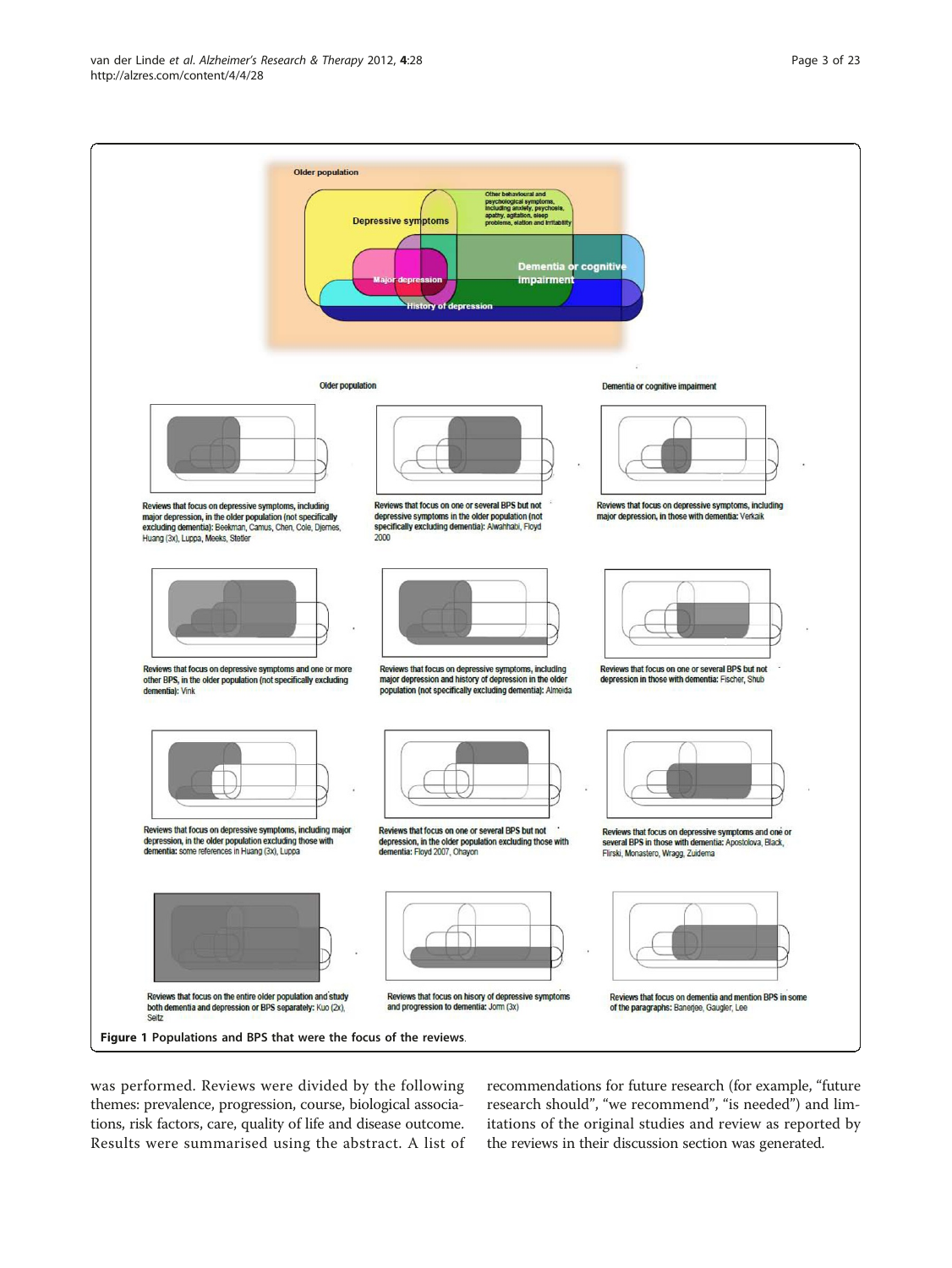Figure 1 Populations and BPS that were the focus of the reviews.

was performed. Reviews were divided by the following themes: prevalence, progression, course, biological associations, risk factors, care, quality of life and disease outcome. Results were summarised using the abstract. A list of recommendations for future research (for example, "future research should", "we recommend", "is needed") and limitations of the original studies and review as reported by the reviews in their discussion section was generated.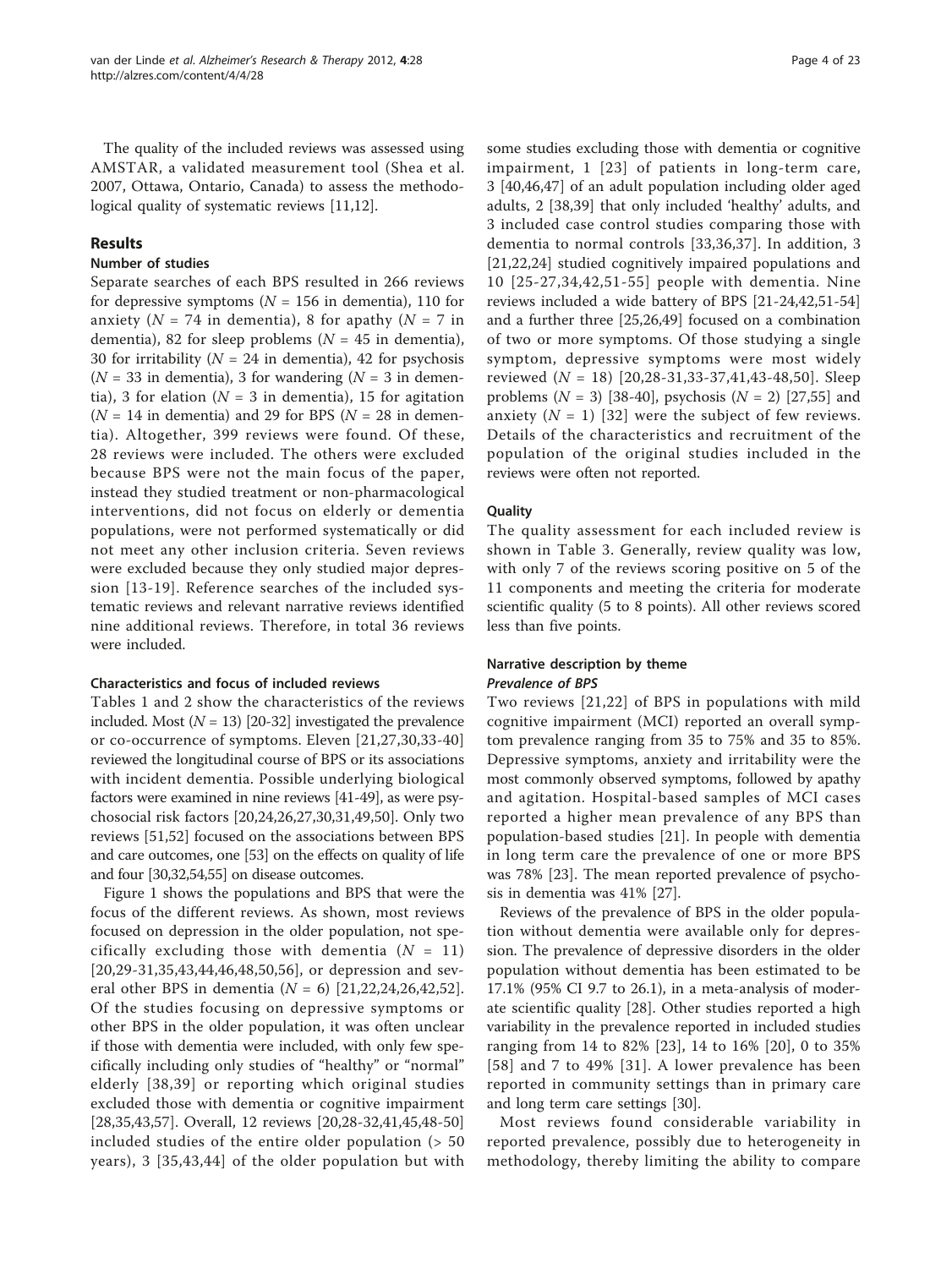The quality of the included reviews was assessed using AMSTAR, a validated measurement tool (Shea et al. 2007, Ottawa, Ontario, Canada) to assess the methodological quality of systematic reviews [11,12].

## Results

### Number of studies

Separate searches of each BPS resulted in 266 reviews for depressive symptoms ($N$ = 156 in dementia), 110 for anxiety ($N$ = 74 in dementia), 8 for apathy ($N$ = 7 in dementia), 82 for sleep problems ($N$ = 45 in dementia), 30 for irritability ($N$ = 24 in dementia), 42 for psychosis ($N$ = 33 in dementia), 3 for wandering ($N$ = 3 in dementia), 3 for elation ($N$ = 3 in dementia), 15 for agitation ($N$ = 14 in dementia) and 29 for BPS ($N$ = 28 in dementia). Altogether, 399 reviews were found. Of these, 28 reviews were included. The others were excluded because BPS were not the main focus of the paper, instead they studied treatment or non-pharmacological interventions, did not focus on elderly or dementia populations, were not performed systematically or did not meet any other inclusion criteria. Seven reviews were excluded because they only studied major depression [13-19]. Reference searches of the included systematic reviews and relevant narrative reviews identified nine additional reviews. Therefore, in total 36 reviews were included.

### Characteristics and focus of included reviews

Tables 1 and 2 show the characteristics of the reviews included. Most ($N$ = 13) [20-32] investigated the prevalence or co-occurrence of symptoms. Eleven [21,27,30,33-40] reviewed the longitudinal course of BPS or its associations with incident dementia. Possible underlying biological factors were examined in nine reviews [41-49], as were psychosocial risk factors [20,24,26,27,30,31,49,50]. Only two reviews [51,52] focused on the associations between BPS and care outcomes, one [53] on the effects on quality of life and four [30,32,54,55] on disease outcomes.

Figure 1 shows the populations and BPS that were the focus of the different reviews. As shown, most reviews focused on depression in the older population, not specifically excluding those with dementia ($N$ = 11) [20,29-31,35,43,44,46,48,50,56], or depression and several other BPS in dementia ($N$ = 6) [21,22,24,26,42,52]. Of the studies focusing on depressive symptoms or other BPS in the older population, it was often unclear if those with dementia were included, with only few specifically including only studies of "healthy" or "normal" elderly [38,39] or reporting which original studies excluded those with dementia or cognitive impairment [28,35,43,57]. Overall, 12 reviews [20,28-32,41,45,48-50] included studies of the entire older population (> 50 years), 3 [35,43,44] of the older population but with some studies excluding those with dementia or cognitive impairment, 1 [23] of patients in long-term care, 3 [40,46,47] of an adult population including older aged adults, 2 [38,39] that only included 'healthy' adults, and 3 included case control studies comparing those with dementia to normal controls [33,36,37]. In addition, 3 [21,22,24] studied cognitively impaired populations and 10 [25-27,34,42,51-55] people with dementia. Nine reviews included a wide battery of BPS [21-24,42,51-54] and a further three [25,26,49] focused on a combination of two or more symptoms. Of those studying a single symptom, depressive symptoms were most widely reviewed ($N$ = 18) [20,28-31,33-37,41,43-48,50]. Sleep problems ($N$ = 3) [38-40], psychosis ($N$ = 2) [27,55] and anxiety ($N$ = 1) [32] were the subject of few reviews. Details of the characteristics and recruitment of the population of the original studies included in the reviews were often not reported.

### Quality

The quality assessment for each included review is shown in Table 3. Generally, review quality was low, with only 7 of the reviews scoring positive on 5 of the 11 components and meeting the criteria for moderate scientific quality (5 to 8 points). All other reviews scored less than five points.

### Narrative description by theme

#### *Prevalence of BPS*

Two reviews [21,22] of BPS in populations with mild cognitive impairment (MCI) reported an overall symptom prevalence ranging from 35 to 75% and 35 to 85%. Depressive symptoms, anxiety and irritability were the most commonly observed symptoms, followed by apathy and agitation. Hospital-based samples of MCI cases reported a higher mean prevalence of any BPS than population-based studies [21]. In people with dementia in long term care the prevalence of one or more BPS was 78% [23]. The mean reported prevalence of psychosis in dementia was 41% [27].

Reviews of the prevalence of BPS in the older population without dementia were available only for depression. The prevalence of depressive disorders in the older population without dementia has been estimated to be 17.1% (95% CI 9.7 to 26.1), in a meta-analysis of moderate scientific quality [28]. Other studies reported a high variability in the prevalence reported in included studies ranging from 14 to 82% [23], 14 to 16% [20], 0 to 35% [58] and 7 to 49% [31]. A lower prevalence has been reported in community settings than in primary care and long term care settings [30].

Most reviews found considerable variability in reported prevalence, possibly due to heterogeneity in methodology, thereby limiting the ability to compare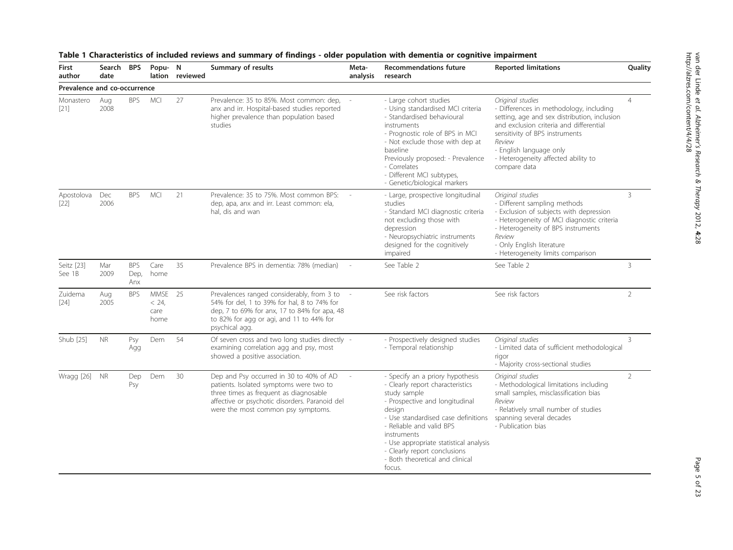**Table 1 Characteristics of included reviews and summary of findings - older population with dementia or cognitive impairment**

| First author | Search date | BPS | Popu-lation | N reviewed | Summary of results | Meta-analysis | Recommendations future research | Reported limitations | Quality |
|---|---|---|---|---|---|---|---|---|---|
| **Prevalence and co-occurrence** | | | | | | | | | |
| Monastero [21] | Aug 2008 | BPS | MCI | 27 | Prevalence: 35 to 85%. Most common: dep, anx and irr. Hospital-based studies reported higher prevalence than population based studies | - | - Large cohort studies<br>- Using standardised MCI criteria<br>- Standardised behavioural instruments<br>- Prognostic role of BPS in MCI<br>- Not exclude those with dep at baseline<br>Previously proposed: - Prevalence<br>- Correlates<br>- Different MCI subtypes,<br>- Genetic/biological markers | *Original studies*<br>- Differences in methodology, including setting, age and sex distribution, inclusion and exclusion criteria and differential sensitivity of BPS instruments<br>*Review*<br>- English language only<br>- Heterogeneity affected ability to compare data | 4 |
| Apostolova [22] | Dec 2006 | BPS | MCI | 21 | Prevalence: 35 to 75%. Most common BPS: dep, apa, anx and irr. Least common: ela, hal, dis and wan | - | - Large, prospective longitudinal studies<br>- Standard MCI diagnostic criteria not excluding those with depression<br>- Neuropsychiatric instruments designed for the cognitively impaired | *Original studies*<br>- Different sampling methods<br>- Exclusion of subjects with depression<br>- Heterogeneity of MCI diagnostic criteria<br>- Heterogeneity of BPS instruments<br>*Review*<br>- Only English literature<br>- Heterogeneity limits comparison | 3 |
| Seitz [23] See 1B | Mar 2009 | BPS Dep, Anx | Care home | 35 | Prevalence BPS in dementia: 78% (median) | - | See Table 2 | See Table 2 | 3 |
| Zuidema [24] | Aug 2005 | BPS | MMSE < 24, care home | 25 | Prevalences ranged considerably, from 3 to 54% for del, 1 to 39% for hal, 8 to 74% for dep, 7 to 69% for anx, 17 to 84% for apa, 48 to 82% for agg or agi, and 11 to 44% for psychical agg. | - | See risk factors | See risk factors | 2 |
| Shub [25] | NR | Psy Agg | Dem | 54 | Of seven cross and two long studies directly examining correlation agg and psy, most showed a positive association. | - | - Prospectively designed studies<br>- Temporal relationship | *Original studies*<br>- Limited data of sufficient methodological rigor<br>- Majority cross-sectional studies | 3 |
| Wragg [26] | NR | Dep Psy | Dem | 30 | Dep and Psy occurred in 30 to 40% of AD patients. Isolated symptoms were two to three times as frequent as diagnosable affective or psychotic disorders. Paranoid del were the most common psy symptoms. | - | - Specify an a priory hypothesis<br>- Clearly report characteristics study sample<br>- Prospective and longitudinal design<br>- Use standardised case definitions<br>- Reliable and valid BPS instruments<br>- Use appropriate statistical analysis<br>- Clearly report conclusions<br>- Both theoretical and clinical focus. | *Original studies*<br>- Methodological limitations including small samples, misclassification bias<br>*Review*<br>- Relatively small number of studies spanning several decades<br>- Publication bias | 2 |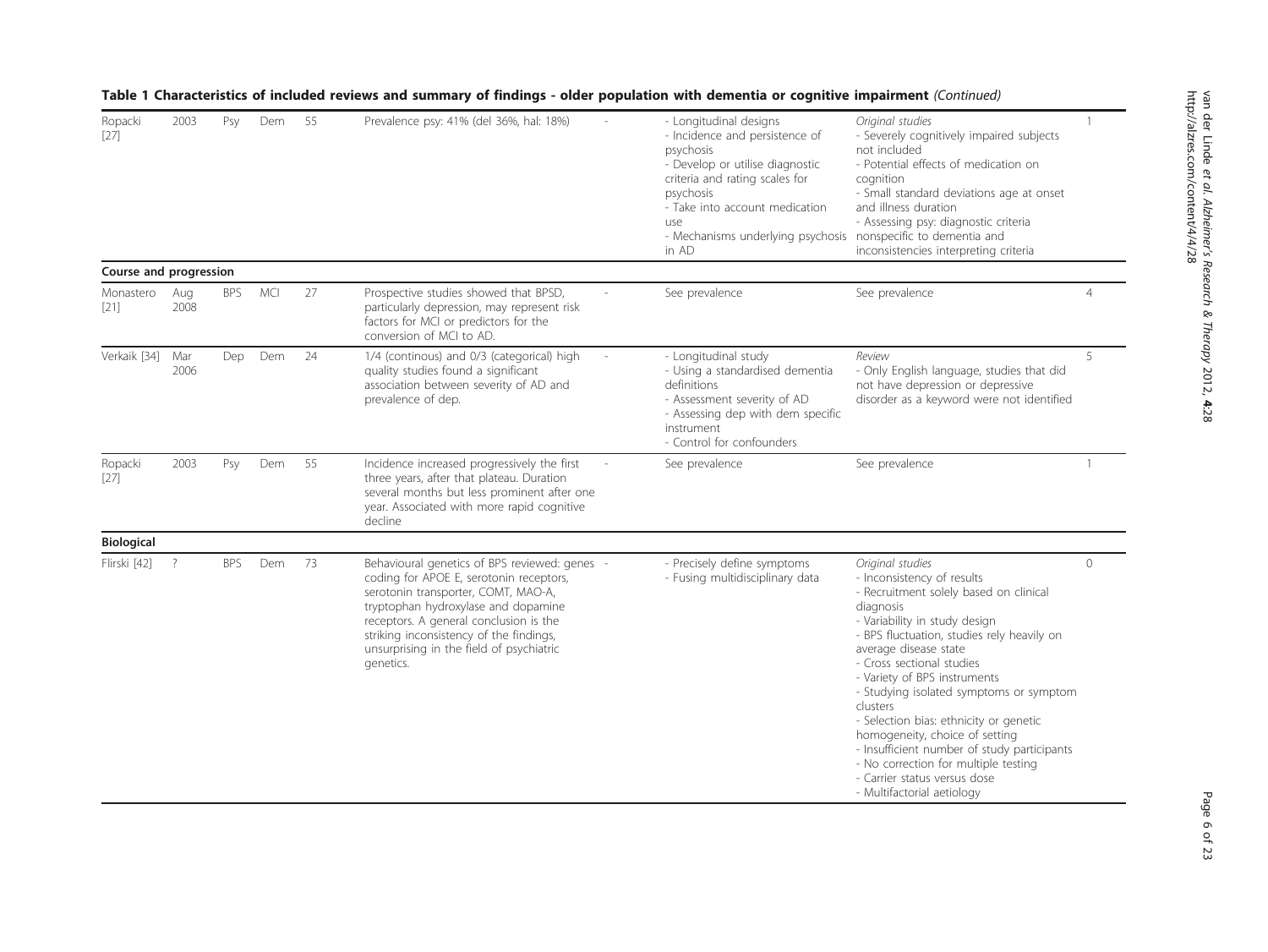**Table 1 Characteristics of included reviews and summary of findings - older population with dementia or cognitive impairment** *(Continued)*

| | | | | | | | | | |
|---|---|---|---|---|---|---|---|---|---|
| Ropacki [27] | 2003 | Psy | Dem | 55 | Prevalence psy: 41% (del 36%, hal: 18%) | - | - Longitudinal designs<br>- Incidence and persistence of psychosis<br>- Develop or utilise diagnostic criteria and rating scales for psychosis<br>- Take into account medication use<br>- Mechanisms underlying psychosis in AD | *Original studies*<br>- Severely cognitively impaired subjects not included<br>- Potential effects of medication on cognition<br>- Small standard deviations age at onset and illness duration<br>- Assessing psy: diagnostic criteria nonspecific to dementia and inconsistencies interpreting criteria | 1 |
| **Course and progression** | | | | | | | | | |
| Monastero [21] | Aug 2008 | BPS | MCI | 27 | Prospective studies showed that BPSD, particularly depression, may represent risk factors for MCI or predictors for the conversion of MCI to AD. | - | See prevalence | See prevalence | 4 |
| Verkaik [34] | Mar 2006 | Dep | Dem | 24 | 1/4 (continous) and 0/3 (categorical) high quality studies found a significant association between severity of AD and prevalence of dep. | - | - Longitudinal study<br>- Using a standardised dementia definitions<br>- Assessment severity of AD<br>- Assessing dep with dem specific instrument<br>- Control for confounders | *Review*<br>- Only English language, studies that did not have depression or depressive disorder as a keyword were not identified | 5 |
| Ropacki [27] | 2003 | Psy | Dem | 55 | Incidence increased progressively the first three years, after that plateau. Duration several months but less prominent after one year. Associated with more rapid cognitive decline | - | See prevalence | See prevalence | 1 |
| **Biological** | | | | | | | | | |
| Flirski [42] | ? | BPS | Dem | 73 | Behavioural genetics of BPS reviewed: genes coding for APOE E, serotonin receptors, serotonin transporter, COMT, MAO-A, tryptophan hydroxylase and dopamine receptors. A general conclusion is the striking inconsistency of the findings, unsurprising in the field of psychiatric genetics. | - | - Precisely define symptoms<br>- Fusing multidisciplinary data | *Original studies*<br>- Inconsistency of results<br>- Recruitment solely based on clinical diagnosis<br>- Variability in study design<br>- BPS fluctuation, studies rely heavily on average disease state<br>- Cross sectional studies<br>- Variety of BPS instruments<br>- Studying isolated symptoms or symptom clusters<br>- Selection bias: ethnicity or genetic homogeneity, choice of setting<br>- Insufficient number of study participants<br>- No correction for multiple testing<br>- Carrier status versus dose<br>- Multifactorial aetiology | 0 |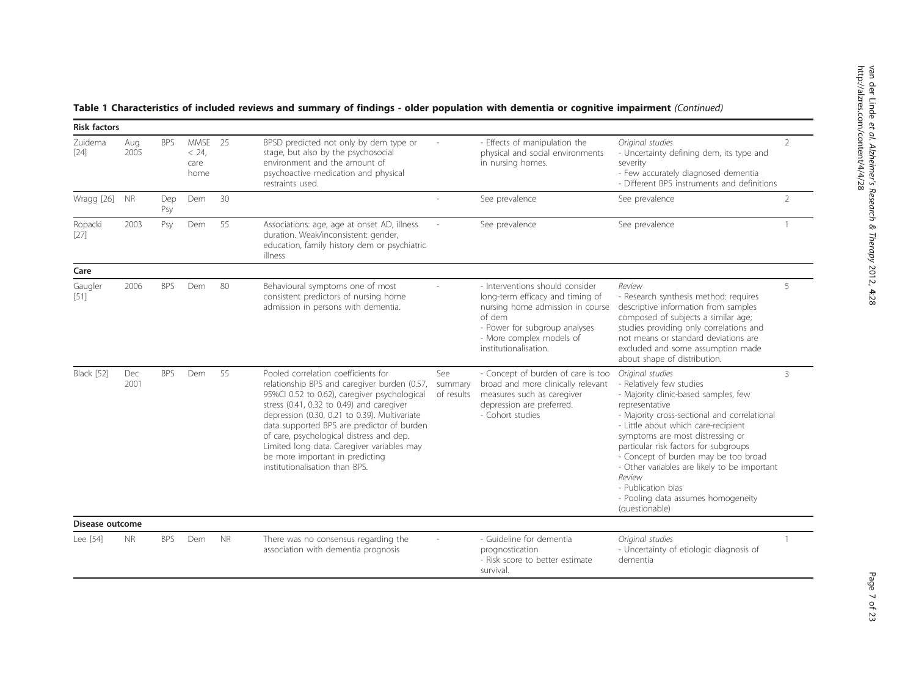**Table 1 Characteristics of included reviews and summary of findings - older population with dementia or cognitive impairment** *(Continued)*

| | | | | | | | | | |
|---|---|---|---|---|---|---|---|---|---|
| **Risk factors** | | | | | | | | | |
| Zuidema [24] | Aug 2005 | BPS | MMSE < 24, care home | 25 | BPSD predicted not only by dem type or stage, but also by the psychosocial environment and the amount of psychoactive medication and physical restraints used. | - | - Effects of manipulation the physical and social environments in nursing homes. | *Original studies*<br>- Uncertainty defining dem, its type and severity<br>- Few accurately diagnosed dementia<br>- Different BPS instruments and definitions | 2 |
| Wragg [26] | NR | Dep Psy | Dem | 30 | | - | See prevalence | See prevalence | 2 |
| Ropacki [27] | 2003 | Psy | Dem | 55 | Associations: age, age at onset AD, illness duration. Weak/inconsistent: gender, education, family history dem or psychiatric illness | - | See prevalence | See prevalence | 1 |
| **Care** | | | | | | | | | |
| Gaugler [51] | 2006 | BPS | Dem | 80 | Behavioural symptoms one of most consistent predictors of nursing home admission in persons with dementia. | - | - Interventions should consider long-term efficacy and timing of nursing home admission in course of dem<br>- Power for subgroup analyses<br>- More complex models of institutionalisation. | *Review*<br>- Research synthesis method: requires descriptive information from samples composed of subjects a similar age; studies providing only correlations and not means or standard deviations are excluded and some assumption made about shape of distribution. | 5 |
| Black [52] | Dec 2001 | BPS | Dem | 55 | Pooled correlation coefficients for relationship BPS and caregiver burden (0.57, 95%CI 0.52 to 0.62), caregiver psychological stress (0.41, 0.32 to 0.49) and caregiver depression (0.30, 0.21 to 0.39). Multivariate data supported BPS are predictor of burden of care, psychological distress and dep. Limited long data. Caregiver variables may be more important in predicting institutionalisation than BPS. | See summary of results | - Concept of burden of care is too broad and more clinically relevant measures such as caregiver depression are preferred.<br>- Cohort studies | *Original studies*<br>- Relatively few studies<br>- Majority clinic-based samples, few representative<br>- Majority cross-sectional and correlational<br>- Little about which care-recipient symptoms are most distressing or particular risk factors for subgroups<br>- Concept of burden may be too broad<br>- Other variables are likely to be important<br>*Review*<br>- Publication bias<br>- Pooling data assumes homogeneity (questionable) | 3 |
| **Disease outcome** | | | | | | | | | |
| Lee [54] | NR | BPS | Dem | NR | There was no consensus regarding the association with dementia prognosis | - | - Guideline for dementia prognostication<br>- Risk score to better estimate survival. | *Original studies*<br>- Uncertainty of etiologic diagnosis of dementia | 1 |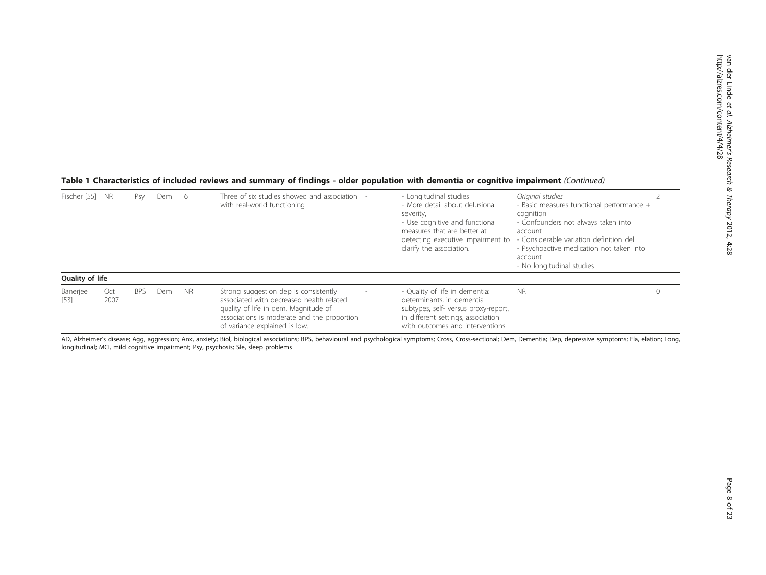**Table 1 Characteristics of included reviews and summary of findings - older population with dementia or cognitive impairment** *(Continued)*

| | | | | | | | | | |
|---|---|---|---|---|---|---|---|---|---|
| Fischer [55] | NR | Psy | Dem | 6 | Three of six studies showed and association with real-world functioning | - | - Longitudinal studies<br>- More detail about delusional severity,<br>- Use cognitive and functional measures that are better at detecting executive impairment to clarify the association. | *Original studies*<br>- Basic measures functional performance + cognition<br>- Confounders not always taken into account<br>- Considerable variation definition del<br>- Psychoactive medication not taken into account<br>- No longitudinal studies | 2 |
| **Quality of life** | | | | | | | | | |
| Banerjee [53] | Oct 2007 | BPS | Dem | NR | Strong suggestion dep is consistently associated with decreased health related quality of life in dem. Magnitude of associations is moderate and the proportion of variance explained is low. | - | - Quality of life in dementia: determinants, in dementia subtypes, self- versus proxy-report, in different settings, association with outcomes and interventions | NR | 0 |

AD, Alzheimer's disease; Agg, aggression; Anx, anxiety; Biol, biological associations; BPS, behavioural and psychological symptoms; Cross, Cross-sectional; Dem, Dementia; Dep, depressive symptoms; Ela, elation; Long, longitudinal; MCI, mild cognitive impairment; Psy, psychosis; Sle, sleep problems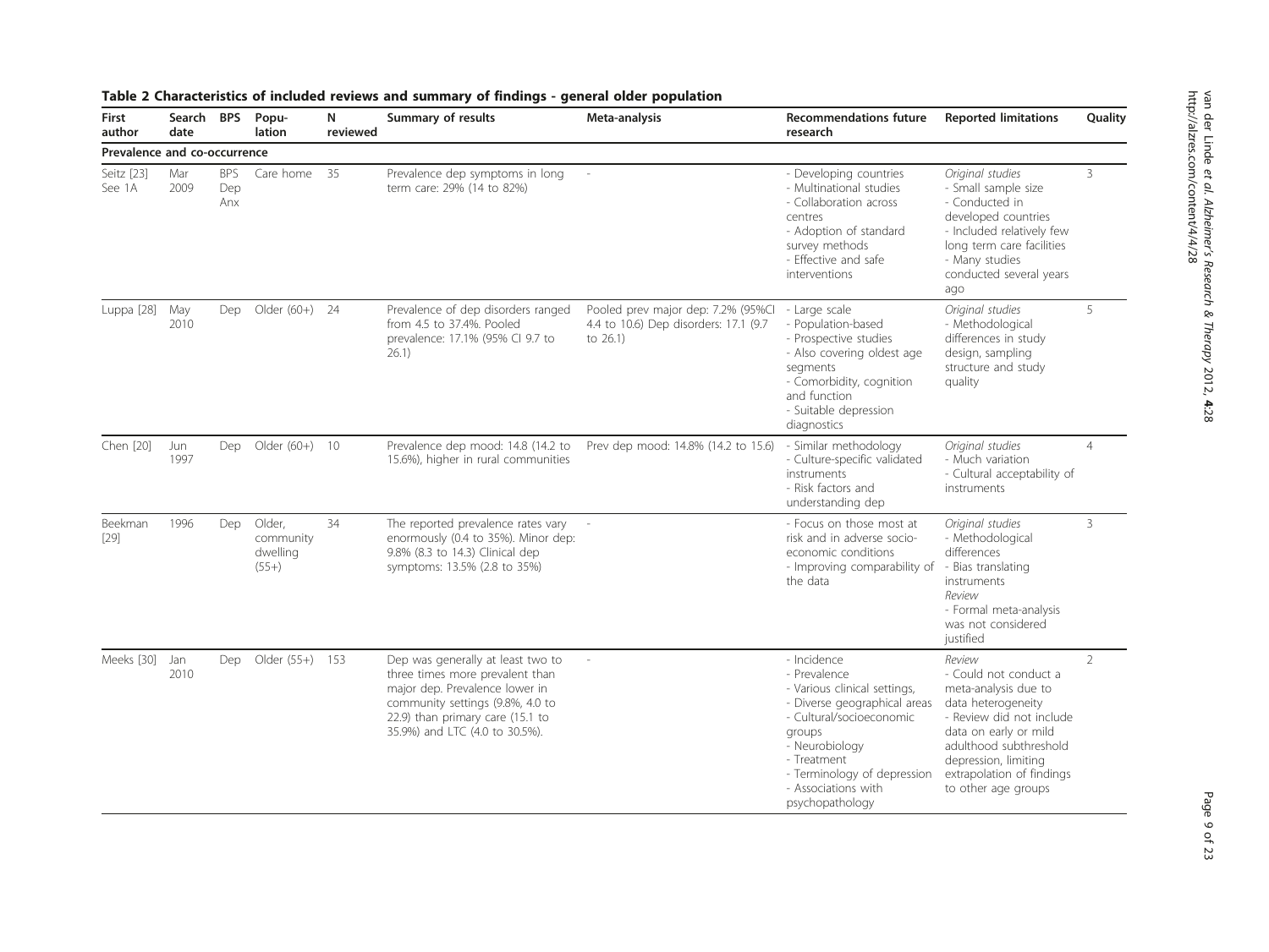**Table 2 Characteristics of included reviews and summary of findings - general older population**

| First author | Search date | BPS | Population | N reviewed | Summary of results | Meta-analysis | Recommendations future research | Reported limitations | Quality |
|---|---|---|---|---|---|---|---|---|---|
| **Prevalence and co-occurrence** | | | | | | | | | |
| Seitz [23] See 1A | Mar 2009 | BPS Dep Anx | Care home | 35 | Prevalence dep symptoms in long term care: 29% (14 to 82%) | - | - Developing countries - Multinational studies - Collaboration across centres - Adoption of standard survey methods - Effective and safe interventions | *Original studies* - Small sample size - Conducted in developed countries - Included relatively few long term care facilities - Many studies conducted several years ago | 3 |
| Luppa [28] | May 2010 | Dep | Older (60+) | 24 | Prevalence of dep disorders ranged from 4.5 to 37.4%. Pooled prevalence: 17.1% (95% CI 9.7 to 26.1) | Pooled prev major dep: 7.2% (95%CI 4.4 to 10.6) Dep disorders: 17.1 (9.7 to 26.1) | - Large scale - Population-based - Prospective studies - Also covering oldest age segments - Comorbidity, cognition and function - Suitable depression diagnostics | *Original studies* - Methodological differences in study design, sampling structure and study quality | 5 |
| Chen [20] | Jun 1997 | Dep | Older (60+) | 10 | Prevalence dep mood: 14.8 (14.2 to 15.6%), higher in rural communities | Prev dep mood: 14.8% (14.2 to 15.6) | - Similar methodology - Culture-specific validated instruments - Risk factors and understanding dep | *Original studies* - Much variation - Cultural acceptability of instruments | 4 |
| Beekman [29] | 1996 | Dep | Older, community dwelling (55+) | 34 | The reported prevalence rates vary enormously (0.4 to 35%). Minor dep: 9.8% (8.3 to 14.3) Clinical dep symptoms: 13.5% (2.8 to 35%) | - | - Focus on those most at risk and in adverse socio-economic conditions - Improving comparability of the data | *Original studies* - Methodological differences - Bias translating instruments *Review* - Formal meta-analysis was not considered justified | 3 |
| Meeks [30] | Jan 2010 | Dep | Older (55+) | 153 | Dep was generally at least two to three times more prevalent than major dep. Prevalence lower in community settings (9.8%, 4.0 to 22.9) than primary care (15.1 to 35.9%) and LTC (4.0 to 30.5%). | - | - Incidence - Prevalence - Various clinical settings, - Diverse geographical areas - Cultural/socioeconomic groups - Neurobiology - Treatment - Terminology of depression - Associations with psychopathology | *Review* - Could not conduct a meta-analysis due to data heterogeneity - Review did not include data on early or mild adulthood subthreshold depression, limiting extrapolation of findings to other age groups | 2 |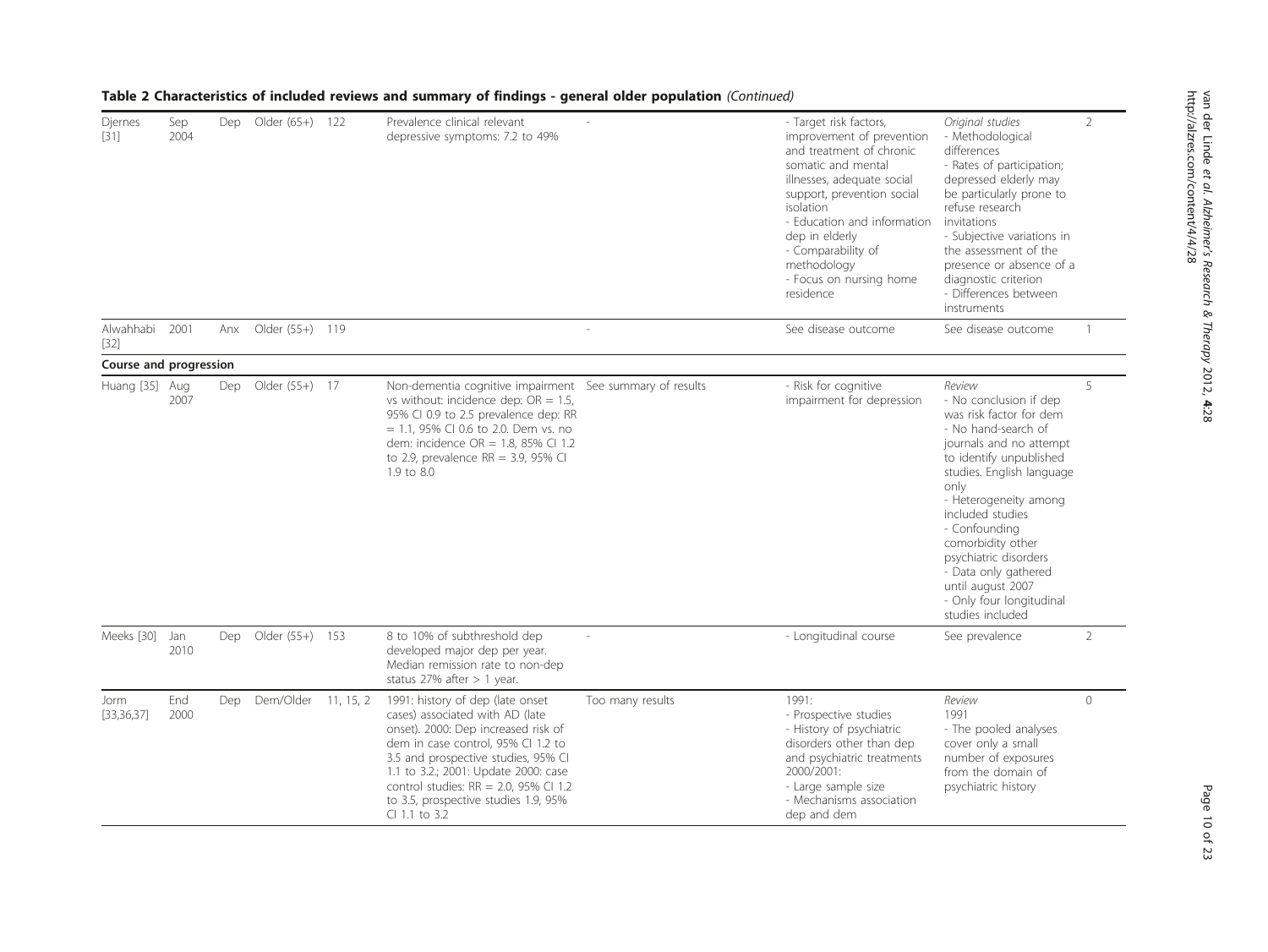**Table 2 Characteristics of included reviews and summary of findings - general older population** *(Continued)*

| | | | | | | | | | |
|---|---|---|---|---|---|---|---|---|---|
| Djernes [31] | Sep 2004 | Dep | Older (65+) | 122 | Prevalence clinical relevant depressive symptoms: 7.2 to 49% | - | - Target risk factors, improvement of prevention and treatment of chronic somatic and mental illnesses, adequate social support, prevention social isolation<br>- Education and information dep in elderly<br>- Comparability of methodology<br>- Focus on nursing home residence | *Original studies*<br>- Methodological differences<br>- Rates of participation; depressed elderly may be particularly prone to refuse research invitations<br>- Subjective variations in the assessment of the presence or absence of a diagnostic criterion<br>- Differences between instruments | 2 |
| Alwahhabi [32] | 2001 | Anx | Older (55+) | 119 | | - | See disease outcome | See disease outcome | 1 |
| **Course and progression** | | | | | | | | | |
| Huang [35] | Aug 2007 | Dep | Older (55+) | 17 | Non-dementia cognitive impairment vs without: incidence dep: OR = 1.5, 95% CI 0.9 to 2.5 prevalence dep: RR = 1.1, 95% CI 0.6 to 2.0. Dem vs. no dem: incidence OR = 1.8, 85% CI 1.2 to 2.9, prevalence RR = 3.9, 95% CI 1.9 to 8.0 | See summary of results | - Risk for cognitive impairment for depression | *Review*<br>- No conclusion if dep was risk factor for dem<br>- No hand-search of journals and no attempt to identify unpublished studies. English language only<br>- Heterogeneity among included studies<br>- Confounding comorbidity other psychiatric disorders<br>- Data only gathered until august 2007<br>- Only four longitudinal studies included | 5 |
| Meeks [30] | Jan 2010 | Dep | Older (55+) | 153 | 8 to 10% of subthreshold dep developed major dep per year. Median remission rate to non-dep status 27% after > 1 year. | - | - Longitudinal course | See prevalence | 2 |
| Jorm [33,36,37] | End 2000 | Dep | Dem/Older | 11, 15, 2 | 1991: history of dep (late onset cases) associated with AD (late onset). 2000: Dep increased risk of dem in case control, 95% CI 1.2 to 3.5 and prospective studies, 95% CI 1.1 to 3.2.; 2001: Update 2000: case control studies: RR = 2.0, 95% CI 1.2 to 3.5, prospective studies 1.9, 95% CI 1.1 to 3.2 | Too many results | 1991:<br>- Prospective studies<br>- History of psychiatric disorders other than dep and psychiatric treatments<br>2000/2001:<br>- Large sample size<br>- Mechanisms association dep and dem | *Review*<br>1991<br>- The pooled analyses cover only a small number of exposures from the domain of psychiatric history | 0 |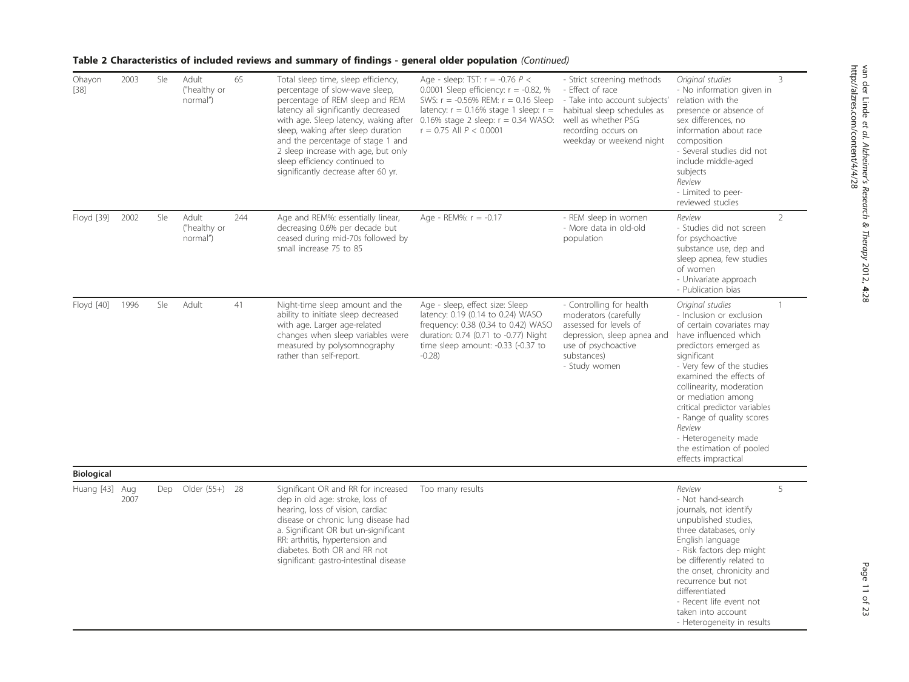**Table 2 Characteristics of included reviews and summary of findings - general older population** *(Continued)*

| | | | | | | | | | |
|---|---|---|---|---|---|---|---|---|---|
| Ohayon [38] | 2003 | Sle | Adult ("healthy or normal") | 65 | Total sleep time, sleep efficiency, percentage of slow-wave sleep, percentage of REM sleep and REM latency all significantly decreased with age. Sleep latency, waking after sleep, waking after sleep duration and the percentage of stage 1 and 2 sleep increase with age, but only sleep efficiency continued to significantly decrease after 60 yr. | Age - sleep: TST: r = -0.76 $P$ < 0.0001 Sleep efficiency: r = -0.82, % SWS: r = -0.56% REM: r = 0.16 Sleep latency: r = 0.16% stage 1 sleep: r = 0.16% stage 2 sleep: r = 0.34 WASO: r = 0.75 All $P$ < 0.0001 | - Strict screening methods<br>- Effect of race<br>- Take into account subjects' habitual sleep schedules as well as whether PSG recording occurs on weekday or weekend night | *Original studies*<br>- No information given in relation with the presence or absence of sex differences, no information about race composition<br>- Several studies did not include middle-aged subjects<br>*Review*<br>- Limited to peer-reviewed studies | 3 |
| Floyd [39] | 2002 | Sle | Adult ("healthy or normal") | 244 | Age and REM%: essentially linear, decreasing 0.6% per decade but ceased during mid-70s followed by small increase 75 to 85 | Age - REM%: r = -0.17 | - REM sleep in women<br>- More data in old-old population | *Review*<br>- Studies did not screen for psychoactive substance use, dep and sleep apnea, few studies of women<br>- Univariate approach<br>- Publication bias | 2 |
| Floyd [40] | 1996 | Sle | Adult | 41 | Night-time sleep amount and the ability to initiate sleep decreased with age. Larger age-related changes when sleep variables were measured by polysomnography rather than self-report. | Age - sleep, effect size: Sleep latency: 0.19 (0.14 to 0.24) WASO frequency: 0.38 (0.34 to 0.42) WASO duration: 0.74 (0.71 to -0.77) Night time sleep amount: -0.33 (-0.37 to -0.28) | - Controlling for health moderators (carefully assessed for levels of depression, sleep apnea and use of psychoactive substances)<br>- Study women | *Original studies*<br>- Inclusion or exclusion of certain covariates may have influenced which predictors emerged as significant<br>- Very few of the studies examined the effects of collinearity, moderation or mediation among critical predictor variables<br>- Range of quality scores<br>*Review*<br>- Heterogeneity made the estimation of pooled effects impractical | 1 |
| **Biological** | | | | | | | | | |
| Huang [43] | Aug 2007 | Dep | Older (55+) | 28 | Significant OR and RR for increased dep in old age: stroke, loss of hearing, loss of vision, cardiac disease or chronic lung disease had a. Significant OR but un-significant RR: arthritis, hypertension and diabetes. Both OR and RR not significant: gastro-intestinal disease | Too many results | | *Review*<br>- Not hand-search journals, not identify unpublished studies, three databases, only English language<br>- Risk factors dep might be differently related to the onset, chronicity and recurrence but not differentiated<br>- Recent life event not taken into account<br>- Heterogeneity in results | 5 |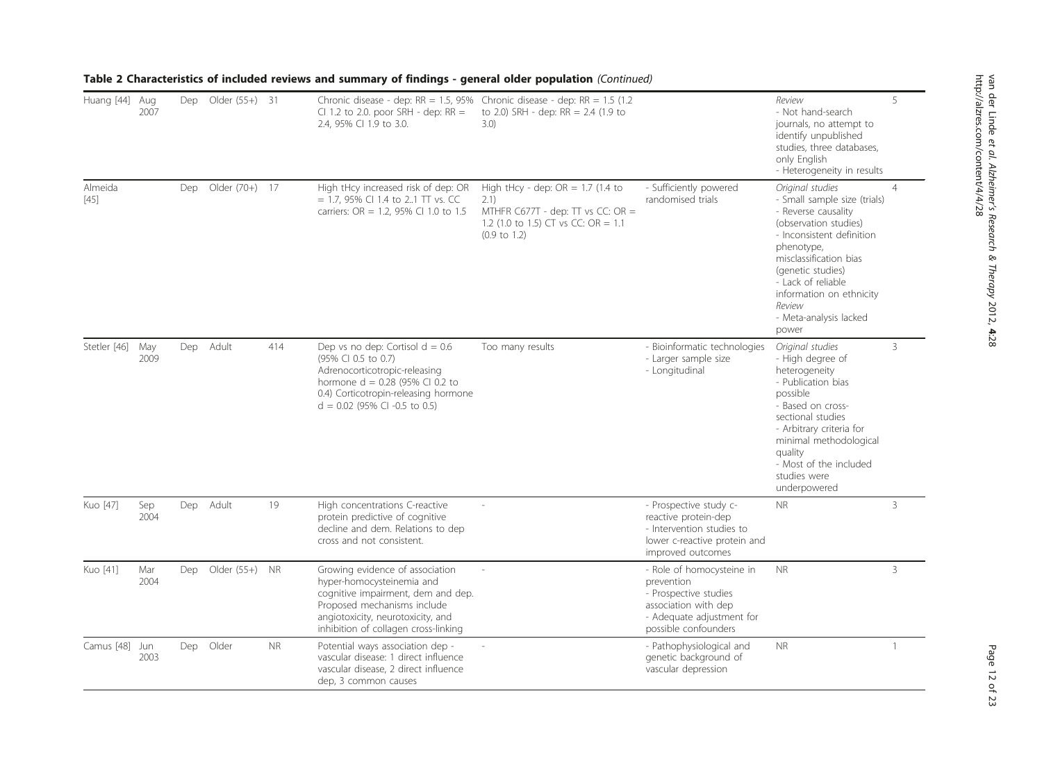**Table 2 Characteristics of included reviews and summary of findings - general older population** *(Continued)*

| | | | | | | | | | |
|---|---|---|---|---|---|---|---|---|---|
| Huang [44] | Aug 2007 | Dep | Older (55+) | 31 | Chronic disease - dep: RR = 1.5, 95% CI 1.2 to 2.0. poor SRH - dep: RR = 2.4, 95% CI 1.9 to 3.0. | Chronic disease - dep: RR = 1.5 (1.2 to 2.0) SRH - dep: RR = 2.4 (1.9 to 3.0) | | *Review*<br>- Not hand-search journals, no attempt to identify unpublished studies, three databases, only English<br>- Heterogeneity in results | 5 |
| Almeida [45] | | Dep | Older (70+) | 17 | High tHcy increased risk of dep: OR = 1.7, 95% CI 1.4 to 2..1 TT vs. CC carriers: OR = 1.2, 95% CI 1.0 to 1.5 | High tHcy - dep: OR = 1.7 (1.4 to 2.1)<br>MTHFR C677T - dep: TT vs CC: OR = 1.2 (1.0 to 1.5) CT vs CC: OR = 1.1 (0.9 to 1.2) | - Sufficiently powered randomised trials | *Original studies*<br>- Small sample size (trials)<br>- Reverse causality (observation studies)<br>- Inconsistent definition phenotype, misclassification bias (genetic studies)<br>- Lack of reliable information on ethnicity<br>*Review*<br>- Meta-analysis lacked power | 4 |
| Stetler [46] | May 2009 | Dep | Adult | 414 | Dep vs no dep: Cortisol d = 0.6 (95% CI 0.5 to 0.7) Adrenocorticotropic-releasing hormone d = 0.28 (95% CI 0.2 to 0.4) Corticotropin-releasing hormone d = 0.02 (95% CI -0.5 to 0.5) | Too many results | - Bioinformatic technologies<br>- Larger sample size<br>- Longitudinal | *Original studies*<br>- High degree of heterogeneity<br>- Publication bias possible<br>- Based on cross-sectional studies<br>- Arbitrary criteria for minimal methodological quality<br>- Most of the included studies were underpowered | 3 |
| Kuo [47] | Sep 2004 | Dep | Adult | 19 | High concentrations C-reactive protein predictive of cognitive decline and dem. Relations to dep cross and not consistent. | - | - Prospective study c-reactive protein-dep<br>- Intervention studies to lower c-reactive protein and improved outcomes | NR | 3 |
| Kuo [41] | Mar 2004 | Dep | Older (55+) | NR | Growing evidence of association hyper-homocysteinemia and cognitive impairment, dem and dep. Proposed mechanisms include angiotoxicity, neurotoxicity, and inhibition of collagen cross-linking | - | - Role of homocysteine in prevention<br>- Prospective studies association with dep<br>- Adequate adjustment for possible confounders | NR | 3 |
| Camus [48] | Jun 2003 | Dep | Older | NR | Potential ways association dep - vascular disease: 1 direct influence vascular disease, 2 direct influence dep, 3 common causes | - | - Pathophysiological and genetic background of vascular depression | NR | 1 |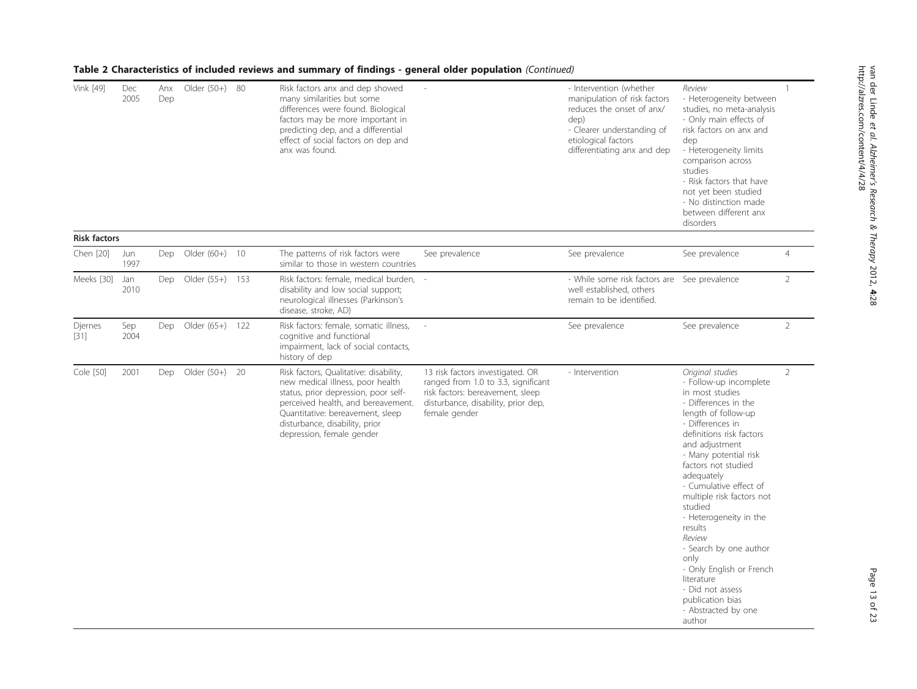**Table 2 Characteristics of included reviews and summary of findings - general older population** *(Continued)*

| | | | | | | | | | |
|---|---|---|---|---|---|---|---|---|---|
| Vink [49] | Dec 2005 | Anx Dep | Older (50+) | 80 | Risk factors anx and dep showed many similarities but some differences were found. Biological factors may be more important in predicting dep, and a differential effect of social factors on dep and anx was found. | - | - Intervention (whether manipulation of risk factors reduces the onset of anx/dep)<br>- Clearer understanding of etiological factors differentiating anx and dep | *Review*<br>- Heterogeneity between studies, no meta-analysis<br>- Only main effects of risk factors on anx and dep<br>- Heterogeneity limits comparison across studies<br>- Risk factors that have not yet been studied<br>- No distinction made between different anx disorders | 1 |
| **Risk factors** | | | | | | | | | |
| Chen [20] | Jun 1997 | Dep | Older (60+) | 10 | The patterns of risk factors were similar to those in western countries | See prevalence | See prevalence | See prevalence | 4 |
| Meeks [30] | Jan 2010 | Dep | Older (55+) | 153 | Risk factors: female, medical burden, disability and low social support; neurological illnesses (Parkinson's disease, stroke, AD) | - | - While some risk factors are well established, others remain to be identified. | See prevalence | 2 |
| Djernes [31] | Sep 2004 | Dep | Older (65+) | 122 | Risk factors: female, somatic illness, cognitive and functional impairment, lack of social contacts, history of dep | - | See prevalence | See prevalence | 2 |
| Cole [50] | 2001 | Dep | Older (50+) | 20 | Risk factors, Qualitative: disability, new medical illness, poor health status, prior depression, poor self-perceived health, and bereavement. Quantitative: bereavement, sleep disturbance, disability, prior depression, female gender | 13 risk factors investigated. OR ranged from 1.0 to 3.3, significant risk factors: bereavement, sleep disturbance, disability, prior dep, female gender | - Intervention | *Original studies*<br>- Follow-up incomplete in most studies<br>- Differences in the length of follow-up<br>- Differences in definitions risk factors and adjustment<br>- Many potential risk factors not studied adequately<br>- Cumulative effect of multiple risk factors not studied<br>- Heterogeneity in the results<br>*Review*<br>- Search by one author only<br>- Only English or French literature<br>- Did not assess publication bias<br>- Abstracted by one author | 2 |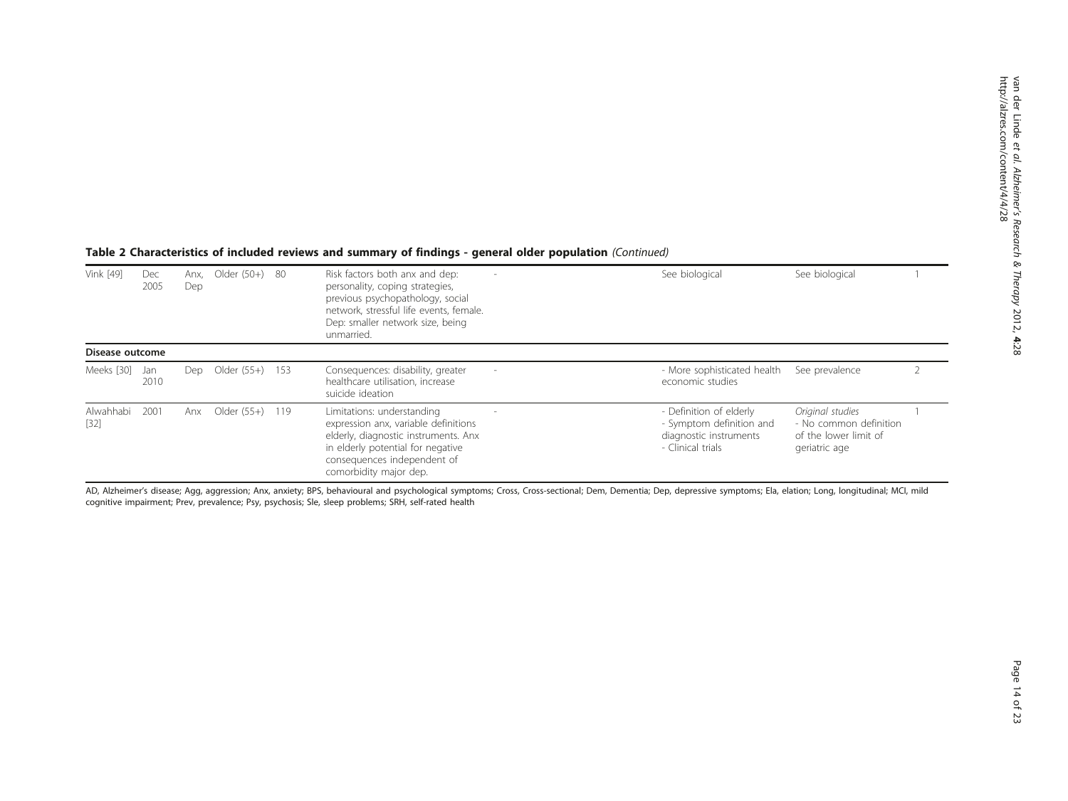**Table 2 Characteristics of included reviews and summary of findings - general older population** *(Continued)*

| | | | | | | | | | |
|---|---|---|---|---|---|---|---|---|---|
| Vink [49] | Dec 2005 | Anx, Dep | Older (50+) | 80 | Risk factors both anx and dep: personality, coping strategies, previous psychopathology, social network, stressful life events, female. Dep: smaller network size, being unmarried. | - | See biological | See biological | 1 |
| **Disease outcome** | | | | | | | | | |
| Meeks [30] | Jan 2010 | Dep | Older (55+) | 153 | Consequences: disability, greater healthcare utilisation, increase suicide ideation | - | - More sophisticated health economic studies | See prevalence | 2 |
| Alwahhabi [32] | 2001 | Anx | Older (55+) | 119 | Limitations: understanding expression anx, variable definitions elderly, diagnostic instruments. Anx in elderly potential for negative consequences independent of comorbidity major dep. | - | - Definition of elderly<br>- Symptom definition and diagnostic instruments<br>- Clinical trials | *Original studies*<br>- No common definition of the lower limit of geriatric age | 1 |

AD, Alzheimer's disease; Agg, aggression; Anx, anxiety; BPS, behavioural and psychological symptoms; Cross, Cross-sectional; Dem, Dementia; Dep, depressive symptoms; Ela, elation; Long, longitudinal; MCI, mild cognitive impairment; Prev, prevalence; Psy, psychosis; Sle, sleep problems; SRH, self-rated health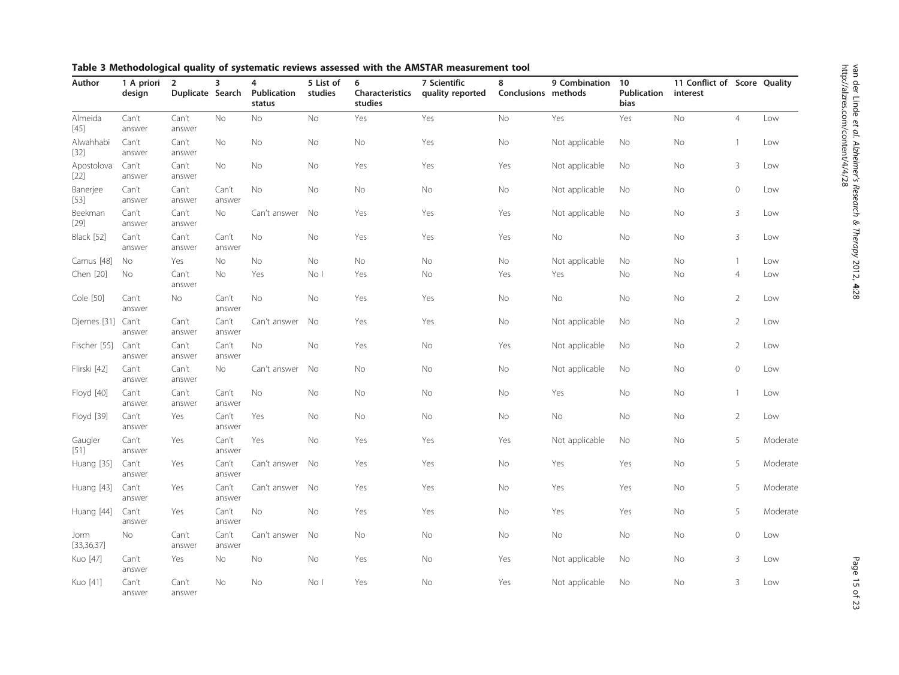**Table 3 Methodological quality of systematic reviews assessed with the AMSTAR measurement tool**

| Author | 1 A priori design | 2 Duplicate | 3 Search | 4 Publication status | 5 List of studies | 6 Characteristics studies | 7 Scientific quality reported | 8 Conclusions | 9 Combination methods | 10 Publication bias | 11 Conflict of interest | Score | Quality |
|---|---|---|---|---|---|---|---|---|---|---|---|---|---|
| Almeida [45] | Can't answer | Can't answer | No | No | No | Yes | Yes | No | Yes | Yes | No | 4 | Low |
| Alwahhabi [32] | Can't answer | Can't answer | No | No | No | No | Yes | No | Not applicable | No | No | 1 | Low |
| Apostolova [22] | Can't answer | Can't answer | No | No | No | Yes | Yes | Yes | Not applicable | No | No | 3 | Low |
| Banerjee [53] | Can't answer | Can't answer | Can't answer | No | No | No | No | No | Not applicable | No | No | 0 | Low |
| Beekman [29] | Can't answer | Can't answer | No | Can't answer | No | Yes | Yes | Yes | Not applicable | No | No | 3 | Low |
| Black [52] | Can't answer | Can't answer | Can't answer | No | No | Yes | Yes | Yes | No | No | No | 3 | Low |
| Camus [48] | No | Yes | No | No | No | No | No | No | Not applicable | No | No | 1 | Low |
| Chen [20] | No | Can't answer | No | Yes | No l | Yes | No | Yes | Yes | No | No | 4 | Low |
| Cole [50] | Can't answer | No | Can't answer | No | No | Yes | Yes | No | No | No | No | 2 | Low |
| Djernes [31] | Can't answer | Can't answer | Can't answer | Can't answer | No | Yes | Yes | No | Not applicable | No | No | 2 | Low |
| Fischer [55] | Can't answer | Can't answer | Can't answer | No | No | Yes | No | Yes | Not applicable | No | No | 2 | Low |
| Flirski [42] | Can't answer | Can't answer | No | Can't answer | No | No | No | No | Not applicable | No | No | 0 | Low |
| Floyd [40] | Can't answer | Can't answer | Can't answer | No | No | No | No | No | Yes | No | No | 1 | Low |
| Floyd [39] | Can't answer | Yes | Can't answer | Yes | No | No | No | No | No | No | No | 2 | Low |
| Gaugler [51] | Can't answer | Yes | Can't answer | Yes | No | Yes | Yes | Yes | Not applicable | No | No | 5 | Moderate |
| Huang [35] | Can't answer | Yes | Can't answer | Can't answer | No | Yes | Yes | No | Yes | Yes | No | 5 | Moderate |
| Huang [43] | Can't answer | Yes | Can't answer | Can't answer | No | Yes | Yes | No | Yes | Yes | No | 5 | Moderate |
| Huang [44] | Can't answer | Yes | Can't answer | No | No | Yes | Yes | No | Yes | Yes | No | 5 | Moderate |
| Jorm [33,36,37] | No | Can't answer | Can't answer | Can't answer | No | No | No | No | No | No | No | 0 | Low |
| Kuo [47] | Can't answer | Yes | No | No | No | Yes | No | Yes | Not applicable | No | No | 3 | Low |
| Kuo [41] | Can't answer | Can't answer | No | No | No l | Yes | No | Yes | Not applicable | No | No | 3 | Low |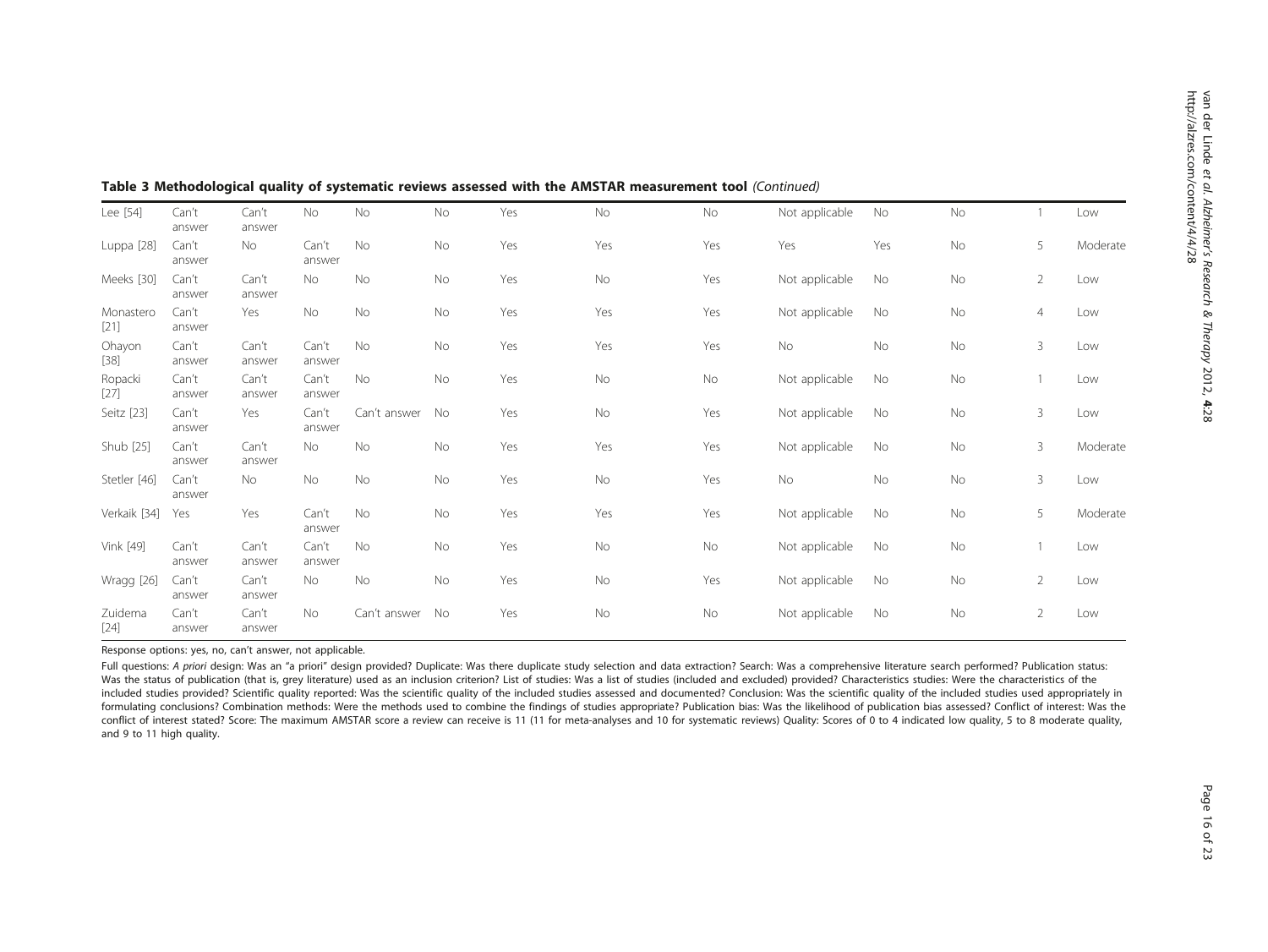**Table 3 Methodological quality of systematic reviews assessed with the AMSTAR measurement tool** *(Continued)*

| | | | | | | | | | | | | | |
|---|---|---|---|---|---|---|---|---|---|---|---|---|---|
| Lee [54] | Can't answer | Can't answer | No | No | No | Yes | No | No | Not applicable | No | No | 1 | Low |
| Luppa [28] | Can't answer | No | Can't answer | No | No | Yes | Yes | Yes | Yes | Yes | No | 5 | Moderate |
| Meeks [30] | Can't answer | Can't answer | No | No | No | Yes | No | Yes | Not applicable | No | No | 2 | Low |
| Monastero [21] | Can't answer | Yes | No | No | No | Yes | Yes | Yes | Not applicable | No | No | 4 | Low |
| Ohayon [38] | Can't answer | Can't answer | Can't answer | No | No | Yes | Yes | Yes | No | No | No | 3 | Low |
| Ropacki [27] | Can't answer | Can't answer | Can't answer | No | No | Yes | No | No | Not applicable | No | No | 1 | Low |
| Seitz [23] | Can't answer | Yes | Can't answer | Can't answer | No | Yes | No | Yes | Not applicable | No | No | 3 | Low |
| Shub [25] | Can't answer | Can't answer | No | No | No | Yes | Yes | Yes | Not applicable | No | No | 3 | Moderate |
| Stetler [46] | Can't answer | No | No | No | No | Yes | No | Yes | No | No | No | 3 | Low |
| Verkaik [34] | Yes | Yes | Can't answer | No | No | Yes | Yes | Yes | Not applicable | No | No | 5 | Moderate |
| Vink [49] | Can't answer | Can't answer | Can't answer | No | No | Yes | No | No | Not applicable | No | No | 1 | Low |
| Wragg [26] | Can't answer | Can't answer | No | No | No | Yes | No | Yes | Not applicable | No | No | 2 | Low |
| Zuidema [24] | Can't answer | Can't answer | No | Can't answer | No | Yes | No | No | Not applicable | No | No | 2 | Low |

Response options: yes, no, can't answer, not applicable.

Full questions: *A priori* design: Was an "a priori" design provided? Duplicate: Was there duplicate study selection and data extraction? Search: Was a comprehensive literature search performed? Publication status: Was the status of publication (that is, grey literature) used as an inclusion criterion? List of studies: Was a list of studies (included and excluded) provided? Characteristics studies: Were the characteristics of the included studies provided? Scientific quality reported: Was the scientific quality of the included studies assessed and documented? Conclusion: Was the scientific quality of the included studies used appropriately in formulating conclusions? Combination methods: Were the methods used to combine the findings of studies appropriate? Publication bias: Was the likelihood of publication bias assessed? Conflict of interest: Was the conflict of interest stated? Score: The maximum AMSTAR score a review can receive is 11 (11 for meta-analyses and 10 for systematic reviews) Quality: Scores of 0 to 4 indicated low quality, 5 to 8 moderate quality, and 9 to 11 high quality.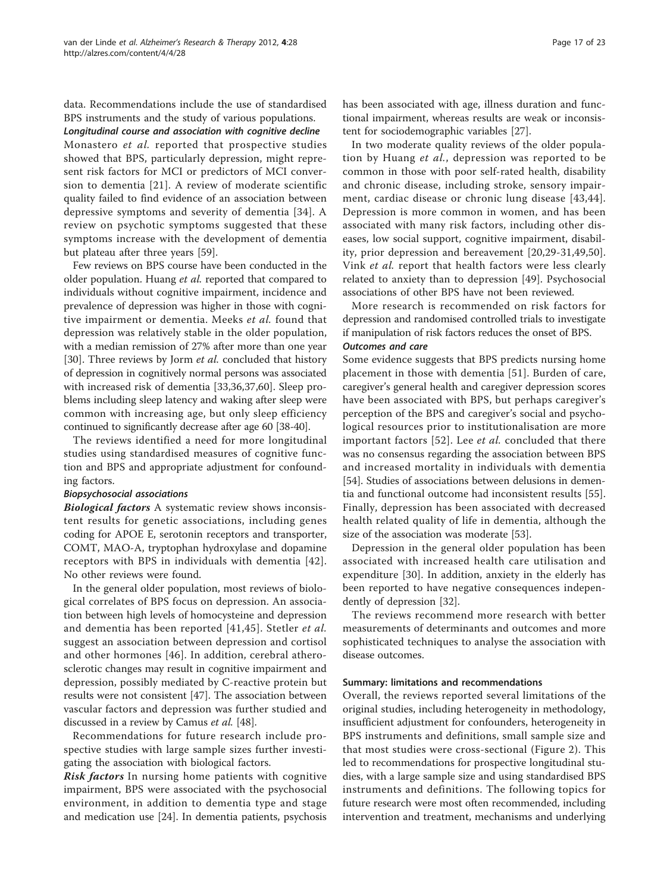data. Recommendations include the use of standardised BPS instruments and the study of various populations.

#### *Longitudinal course and association with cognitive decline*

Monastero *et al.* reported that prospective studies showed that BPS, particularly depression, might represent risk factors for MCI or predictors of MCI conversion to dementia [21]. A review of moderate scientific quality failed to find evidence of an association between depressive symptoms and severity of dementia [34]. A review on psychotic symptoms suggested that these symptoms increase with the development of dementia but plateau after three years [59].

Few reviews on BPS course have been conducted in the older population. Huang *et al.* reported that compared to individuals without cognitive impairment, incidence and prevalence of depression was higher in those with cognitive impairment or dementia. Meeks *et al.* found that depression was relatively stable in the older population, with a median remission of 27% after more than one year [30]. Three reviews by Jorm *et al.* concluded that history of depression in cognitively normal persons was associated with increased risk of dementia [33,36,37,60]. Sleep problems including sleep latency and waking after sleep were common with increasing age, but only sleep efficiency continued to significantly decrease after age 60 [38-40].

The reviews identified a need for more longitudinal studies using standardised measures of cognitive function and BPS and appropriate adjustment for confounding factors.

#### *Biopsychosocial associations*

***Biological factors*** A systematic review shows inconsistent results for genetic associations, including genes coding for APOE E, serotonin receptors and transporter, COMT, MAO-A, tryptophan hydroxylase and dopamine receptors with BPS in individuals with dementia [42]. No other reviews were found.

In the general older population, most reviews of biological correlates of BPS focus on depression. An association between high levels of homocysteine and depression and dementia has been reported [41,45]. Stetler *et al.* suggest an association between depression and cortisol and other hormones [46]. In addition, cerebral atherosclerotic changes may result in cognitive impairment and depression, possibly mediated by C-reactive protein but results were not consistent [47]. The association between vascular factors and depression was further studied and discussed in a review by Camus *et al.* [48].

Recommendations for future research include prospective studies with large sample sizes further investigating the association with biological factors.

***Risk factors*** In nursing home patients with cognitive impairment, BPS were associated with the psychosocial environment, in addition to dementia type and stage and medication use [24]. In dementia patients, psychosis has been associated with age, illness duration and functional impairment, whereas results are weak or inconsistent for sociodemographic variables [27].

In two moderate quality reviews of the older population by Huang *et al.*, depression was reported to be common in those with poor self-rated health, disability and chronic disease, including stroke, sensory impairment, cardiac disease or chronic lung disease [43,44]. Depression is more common in women, and has been associated with many risk factors, including other diseases, low social support, cognitive impairment, disability, prior depression and bereavement [20,29-31,49,50]. Vink *et al.* report that health factors were less clearly related to anxiety than to depression [49]. Psychosocial associations of other BPS have not been reviewed.

More research is recommended on risk factors for depression and randomised controlled trials to investigate if manipulation of risk factors reduces the onset of BPS.

#### *Outcomes and care*

Some evidence suggests that BPS predicts nursing home placement in those with dementia [51]. Burden of care, caregiver's general health and caregiver depression scores have been associated with BPS, but perhaps caregiver's perception of the BPS and caregiver's social and psychological resources prior to institutionalisation are more important factors [52]. Lee *et al.* concluded that there was no consensus regarding the association between BPS and increased mortality in individuals with dementia [54]. Studies of associations between delusions in dementia and functional outcome had inconsistent results [55]. Finally, depression has been associated with decreased health related quality of life in dementia, although the size of the association was moderate [53].

Depression in the general older population has been associated with increased health care utilisation and expenditure [30]. In addition, anxiety in the elderly has been reported to have negative consequences independently of depression [32].

The reviews recommend more research with better measurements of determinants and outcomes and more sophisticated techniques to analyse the association with disease outcomes.

### Summary: limitations and recommendations

Overall, the reviews reported several limitations of the original studies, including heterogeneity in methodology, insufficient adjustment for confounders, heterogeneity in BPS instruments and definitions, small sample size and that most studies were cross-sectional (Figure 2). This led to recommendations for prospective longitudinal studies, with a large sample size and using standardised BPS instruments and definitions. The following topics for future research were most often recommended, including intervention and treatment, mechanisms and underlying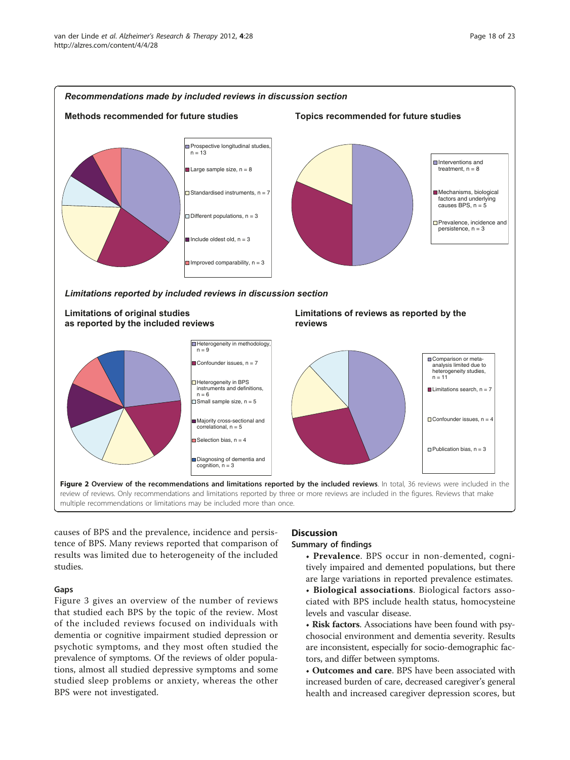**Recommendations made by included reviews in discussion section**

**Methods recommended for future studies**

- Prospective longitudinal studies, n = 13
- Large sample size, n = 8
- Standardised instruments, n = 7
- Different populations, n = 3
- Include oldest old, n = 3
- Improved comparability, n = 3

**Topics recommended for future studies**

- Interventions and treatment, n = 8
- Mechanisms, biological factors and underlying causes BPS, n = 5
- Prevalence, incidence and persistence, n = 3

**Limitations reported by included reviews in discussion section**

**Limitations of original studies as reported by the included reviews**

- Heterogeneity in methodology, n = 9
- Confounder issues, n = 7
- Heterogeneity in BPS instruments and definitions, n = 6
- Small sample size, n = 5
- Majority cross-sectional and correlational, n = 5
- Selection bias, n = 4
- Diagnosing of dementia and cognition, n = 3

**Limitations of reviews as reported by the reviews**

- Comparison or meta-analysis limited due to heterogeneity studies, n = 11
- Limitations search, n = 7
- Confounder issues, n = 4
- Publication bias, n = 3

**Figure 2 Overview of the recommendations and limitations reported by the included reviews**. In total, 36 reviews were included in the review of reviews. Only recommendations and limitations reported by three or more reviews are included in the figures. Reviews that make multiple recommendations or limitations may be included more than once.

causes of BPS and the prevalence, incidence and persistence of BPS. Many reviews reported that comparison of results was limited due to heterogeneity of the included studies.

### Gaps

Figure 3 gives an overview of the number of reviews that studied each BPS by the topic of the review. Most of the included reviews focused on individuals with dementia or cognitive impairment studied depression or psychotic symptoms, and they most often studied the prevalence of symptoms. Of the reviews of older populations, almost all studied depressive symptoms and some studied sleep problems or anxiety, whereas the other BPS were not investigated.

## Discussion

### Summary of findings

- **Prevalence**. BPS occur in non-demented, cognitively impaired and demented populations, but there are large variations in reported prevalence estimates.
- **Biological associations**. Biological factors associated with BPS include health status, homocysteine levels and vascular disease.
- **Risk factors**. Associations have been found with psychosocial environment and dementia severity. Results are inconsistent, especially for socio-demographic factors, and differ between symptoms.
- **Outcomes and care**. BPS have been associated with increased burden of care, decreased caregiver's general health and increased caregiver depression scores, but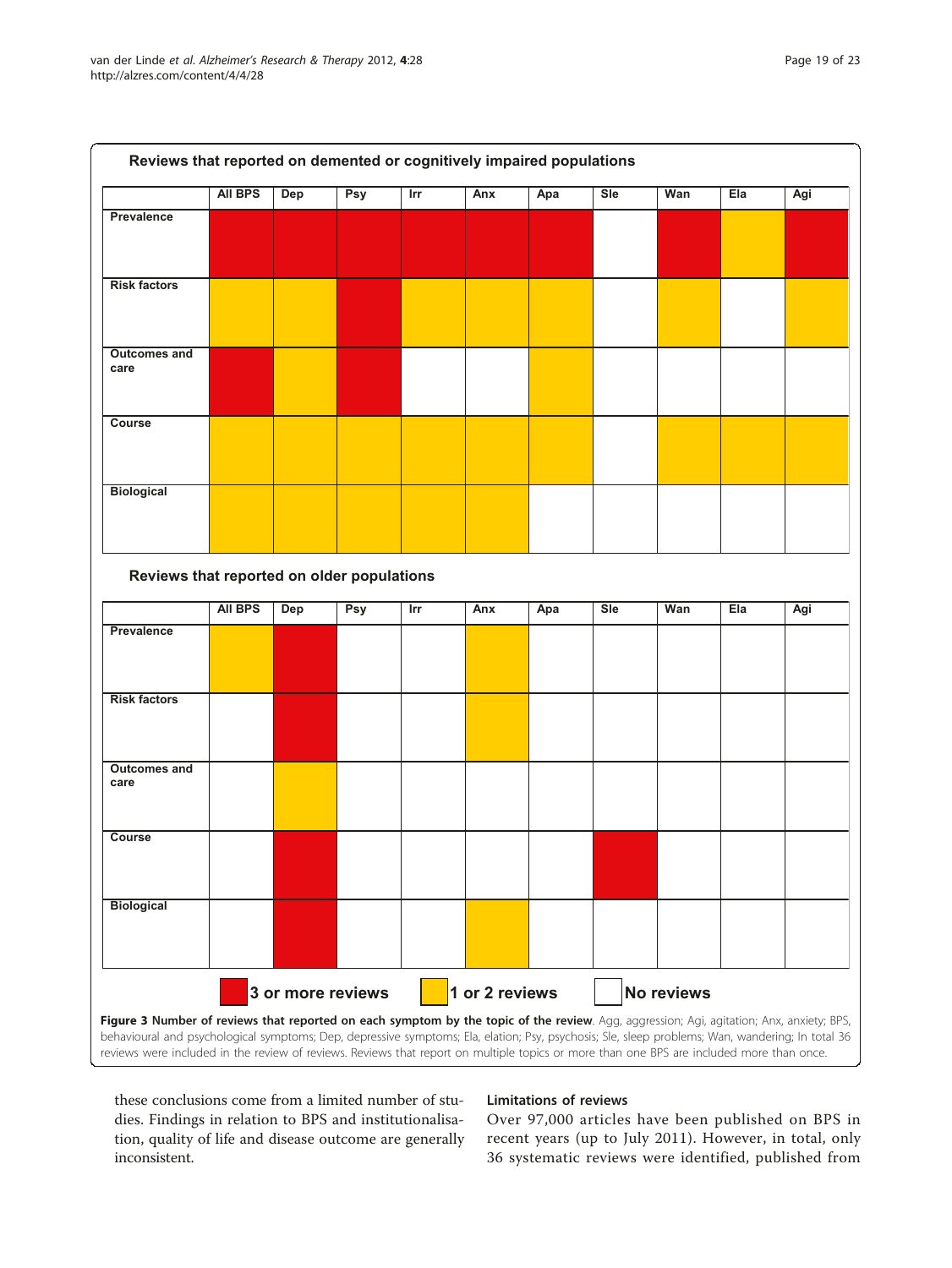**Reviews that reported on demented or cognitively impaired populations**

| | All BPS | Dep | Psy | Irr | Anx | Apa | Sle | Wan | Ela | Agi |
|---|---|---|---|---|---|---|---|---|---|---|
| Prevalence | 3 or more reviews | 3 or more reviews | 3 or more reviews | 3 or more reviews | 3 or more reviews | 3 or more reviews | No reviews | 3 or more reviews | 1 or 2 reviews | 3 or more reviews |
| Risk factors | 1 or 2 reviews | 1 or 2 reviews | 3 or more reviews | 1 or 2 reviews | 1 or 2 reviews | 1 or 2 reviews | No reviews | 1 or 2 reviews | No reviews | 1 or 2 reviews |
| Outcomes and care | 3 or more reviews | 1 or 2 reviews | 3 or more reviews | No reviews | No reviews | 1 or 2 reviews | No reviews | No reviews | No reviews | No reviews |
| Course | 1 or 2 reviews | 1 or 2 reviews | 1 or 2 reviews | 1 or 2 reviews | 1 or 2 reviews | 1 or 2 reviews | No reviews | 1 or 2 reviews | 1 or 2 reviews | 1 or 2 reviews |
| Biological | 1 or 2 reviews | 1 or 2 reviews | 1 or 2 reviews | 1 or 2 reviews | 1 or 2 reviews | No reviews | No reviews | No reviews | No reviews | No reviews |

**Reviews that reported on older populations**

| | All BPS | Dep | Psy | Irr | Anx | Apa | Sle | Wan | Ela | Agi |
|---|---|---|---|---|---|---|---|---|---|---|
| Prevalence | 1 or 2 reviews | 3 or more reviews | No reviews | No reviews | 1 or 2 reviews | No reviews | No reviews | No reviews | No reviews | No reviews |
| Risk factors | No reviews | 3 or more reviews | No reviews | No reviews | 1 or 2 reviews | No reviews | No reviews | No reviews | No reviews | No reviews |
| Outcomes and care | No reviews | 1 or 2 reviews | No reviews | No reviews | No reviews | No reviews | No reviews | No reviews | No reviews | No reviews |
| Course | No reviews | 3 or more reviews | No reviews | No reviews | No reviews | No reviews | 3 or more reviews | No reviews | No reviews | No reviews |
| Biological | No reviews | 3 or more reviews | No reviews | No reviews | 1 or 2 reviews | No reviews | No reviews | No reviews | No reviews | No reviews |

Legend: 3 or more reviews; 1 or 2 reviews; No reviews

**Figure 3 Number of reviews that reported on each symptom by the topic of the review**. Agg, aggression; Agi, agitation; Anx, anxiety; BPS, behavioural and psychological symptoms; Dep, depressive symptoms; Ela, elation; Psy, psychosis; Sle, sleep problems; Wan, wandering; In total 36 reviews were included in the review of reviews. Reviews that report on multiple topics or more than one BPS are included more than once.

these conclusions come from a limited number of studies. Findings in relation to BPS and institutionalisation, quality of life and disease outcome are generally inconsistent.

### Limitations of reviews

Over 97,000 articles have been published on BPS in recent years (up to July 2011). However, in total, only 36 systematic reviews were identified, published from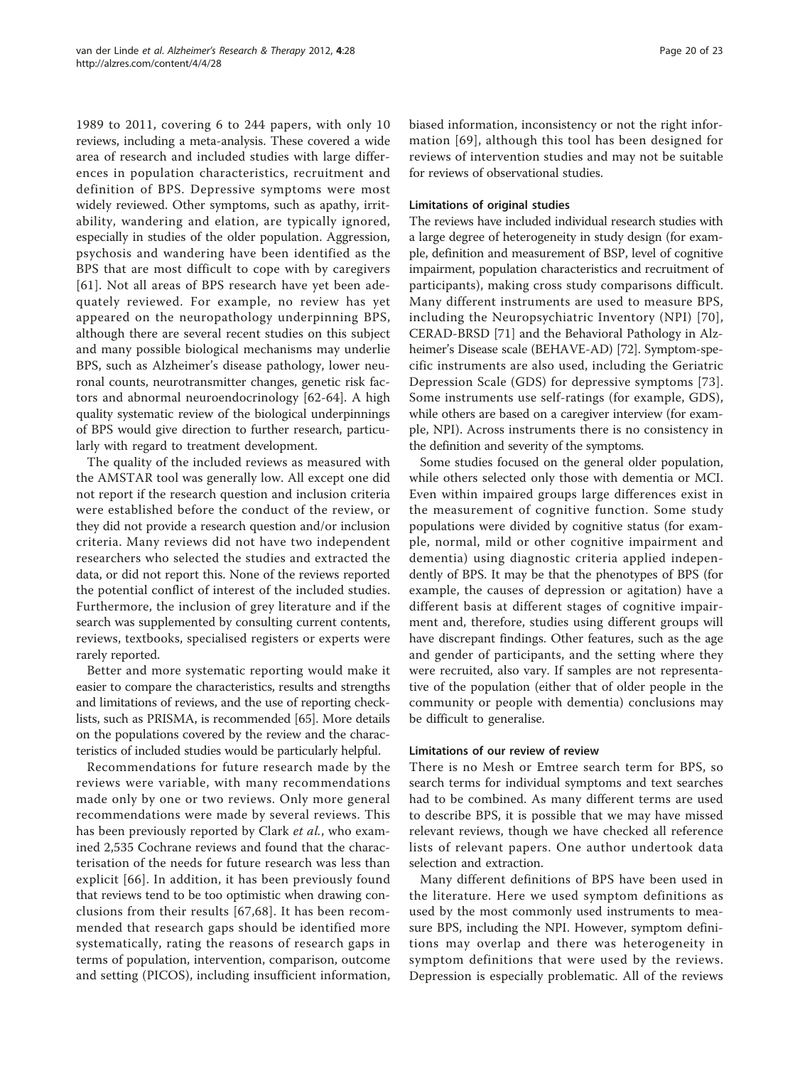1989 to 2011, covering 6 to 244 papers, with only 10 reviews, including a meta-analysis. These covered a wide area of research and included studies with large differences in population characteristics, recruitment and definition of BPS. Depressive symptoms were most widely reviewed. Other symptoms, such as apathy, irritability, wandering and elation, are typically ignored, especially in studies of the older population. Aggression, psychosis and wandering have been identified as the BPS that are most difficult to cope with by caregivers [61]. Not all areas of BPS research have yet been adequately reviewed. For example, no review has yet appeared on the neuropathology underpinning BPS, although there are several recent studies on this subject and many possible biological mechanisms may underlie BPS, such as Alzheimer's disease pathology, lower neuronal counts, neurotransmitter changes, genetic risk factors and abnormal neuroendocrinology [62-64]. A high quality systematic review of the biological underpinnings of BPS would give direction to further research, particularly with regard to treatment development.

The quality of the included reviews as measured with the AMSTAR tool was generally low. All except one did not report if the research question and inclusion criteria were established before the conduct of the review, or they did not provide a research question and/or inclusion criteria. Many reviews did not have two independent researchers who selected the studies and extracted the data, or did not report this. None of the reviews reported the potential conflict of interest of the included studies. Furthermore, the inclusion of grey literature and if the search was supplemented by consulting current contents, reviews, textbooks, specialised registers or experts were rarely reported.

Better and more systematic reporting would make it easier to compare the characteristics, results and strengths and limitations of reviews, and the use of reporting checklists, such as PRISMA, is recommended [65]. More details on the populations covered by the review and the characteristics of included studies would be particularly helpful.

Recommendations for future research made by the reviews were variable, with many recommendations made only by one or two reviews. Only more general recommendations were made by several reviews. This has been previously reported by Clark *et al.*, who examined 2,535 Cochrane reviews and found that the characterisation of the needs for future research was less than explicit [66]. In addition, it has been previously found that reviews tend to be too optimistic when drawing conclusions from their results [67,68]. It has been recommended that research gaps should be identified more systematically, rating the reasons of research gaps in terms of population, intervention, comparison, outcome and setting (PICOS), including insufficient information, biased information, inconsistency or not the right information [69], although this tool has been designed for reviews of intervention studies and may not be suitable for reviews of observational studies.

### Limitations of original studies

The reviews have included individual research studies with a large degree of heterogeneity in study design (for example, definition and measurement of BSP, level of cognitive impairment, population characteristics and recruitment of participants), making cross study comparisons difficult. Many different instruments are used to measure BPS, including the Neuropsychiatric Inventory (NPI) [70], CERAD-BRSD [71] and the Behavioral Pathology in Alzheimer's Disease scale (BEHAVE-AD) [72]. Symptom-specific instruments are also used, including the Geriatric Depression Scale (GDS) for depressive symptoms [73]. Some instruments use self-ratings (for example, GDS), while others are based on a caregiver interview (for example, NPI). Across instruments there is no consistency in the definition and severity of the symptoms.

Some studies focused on the general older population, while others selected only those with dementia or MCI. Even within impaired groups large differences exist in the measurement of cognitive function. Some study populations were divided by cognitive status (for example, normal, mild or other cognitive impairment and dementia) using diagnostic criteria applied independently of BPS. It may be that the phenotypes of BPS (for example, the causes of depression or agitation) have a different basis at different stages of cognitive impairment and, therefore, studies using different groups will have discrepant findings. Other features, such as the age and gender of participants, and the setting where they were recruited, also vary. If samples are not representative of the population (either that of older people in the community or people with dementia) conclusions may be difficult to generalise.

### Limitations of our review of review

There is no Mesh or Emtree search term for BPS, so search terms for individual symptoms and text searches had to be combined. As many different terms are used to describe BPS, it is possible that we may have missed relevant reviews, though we have checked all reference lists of relevant papers. One author undertook data selection and extraction.

Many different definitions of BPS have been used in the literature. Here we used symptom definitions as used by the most commonly used instruments to measure BPS, including the NPI. However, symptom definitions may overlap and there was heterogeneity in symptom definitions that were used by the reviews. Depression is especially problematic. All of the reviews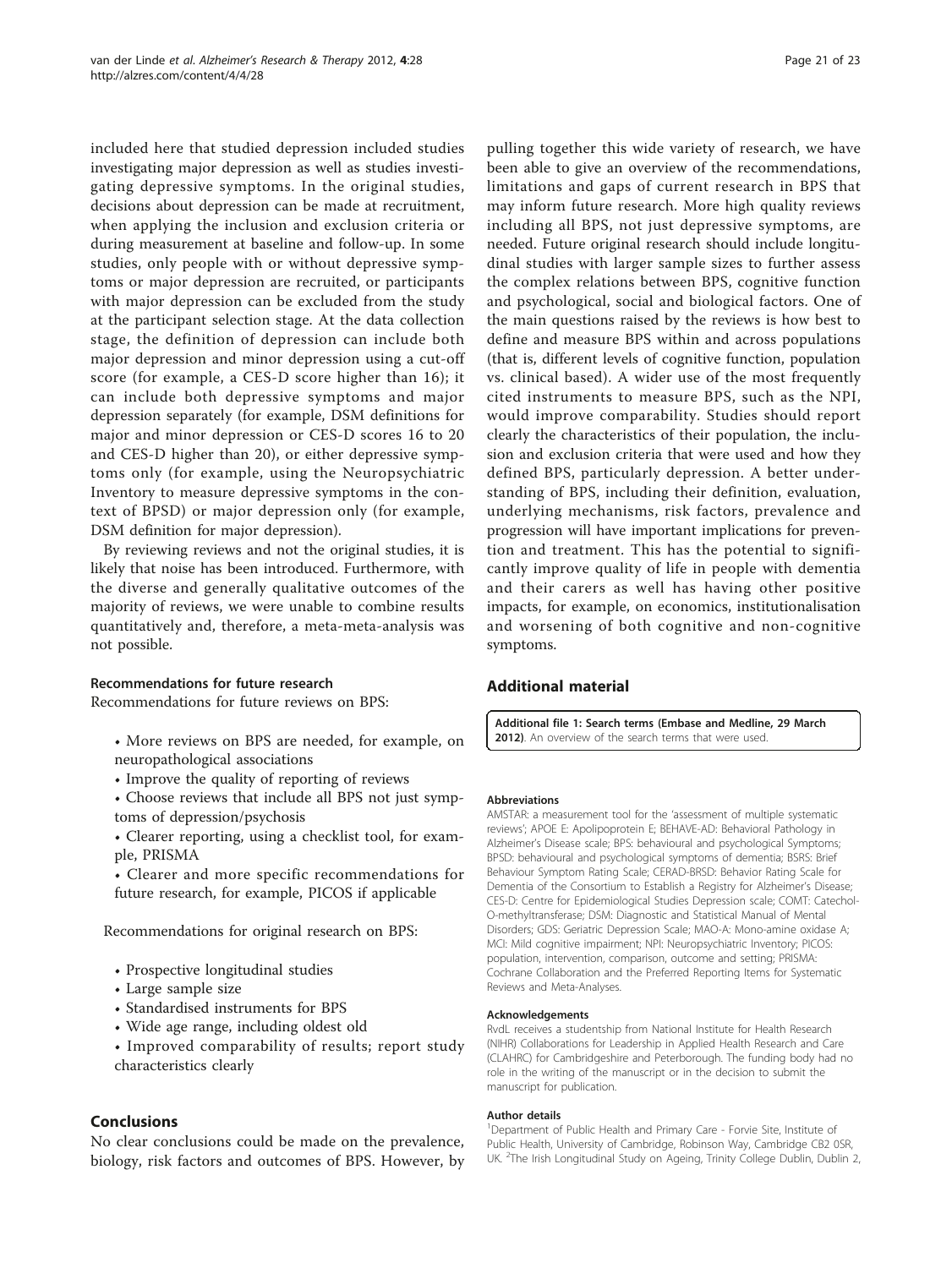included here that studied depression included studies investigating major depression as well as studies investigating depressive symptoms. In the original studies, decisions about depression can be made at recruitment, when applying the inclusion and exclusion criteria or during measurement at baseline and follow-up. In some studies, only people with or without depressive symptoms or major depression are recruited, or participants with major depression can be excluded from the study at the participant selection stage. At the data collection stage, the definition of depression can include both major depression and minor depression using a cut-off score (for example, a CES-D score higher than 16); it can include both depressive symptoms and major depression separately (for example, DSM definitions for major and minor depression or CES-D scores 16 to 20 and CES-D higher than 20), or either depressive symptoms only (for example, using the Neuropsychiatric Inventory to measure depressive symptoms in the context of BPSD) or major depression only (for example, DSM definition for major depression).

By reviewing reviews and not the original studies, it is likely that noise has been introduced. Furthermore, with the diverse and generally qualitative outcomes of the majority of reviews, we were unable to combine results quantitatively and, therefore, a meta-meta-analysis was not possible.

#### Recommendations for future research

Recommendations for future reviews on BPS:

- More reviews on BPS are needed, for example, on neuropathological associations
- Improve the quality of reporting of reviews
- Choose reviews that include all BPS not just symptoms of depression/psychosis
- Clearer reporting, using a checklist tool, for example, PRISMA
- Clearer and more specific recommendations for future research, for example, PICOS if applicable

Recommendations for original research on BPS:

- Prospective longitudinal studies
- Large sample size
- Standardised instruments for BPS
- Wide age range, including oldest old
- Improved comparability of results; report study characteristics clearly

## Conclusions

No clear conclusions could be made on the prevalence, biology, risk factors and outcomes of BPS. However, by pulling together this wide variety of research, we have been able to give an overview of the recommendations, limitations and gaps of current research in BPS that may inform future research. More high quality reviews including all BPS, not just depressive symptoms, are needed. Future original research should include longitudinal studies with larger sample sizes to further assess the complex relations between BPS, cognitive function and psychological, social and biological factors. One of the main questions raised by the reviews is how best to define and measure BPS within and across populations (that is, different levels of cognitive function, population vs. clinical based). A wider use of the most frequently cited instruments to measure BPS, such as the NPI, would improve comparability. Studies should report clearly the characteristics of their population, the inclusion and exclusion criteria that were used and how they defined BPS, particularly depression. A better understanding of BPS, including their definition, evaluation, underlying mechanisms, risk factors, prevalence and progression will have important implications for prevention and treatment. This has the potential to significantly improve quality of life in people with dementia and their carers as well has having other positive impacts, for example, on economics, institutionalisation and worsening of both cognitive and non-cognitive symptoms.

## Additional material

**Additional file 1: Search terms (Embase and Medline, 29 March 2012)**. An overview of the search terms that were used.

#### Abbreviations

AMSTAR: a measurement tool for the 'assessment of multiple systematic reviews'; APOE E: Apolipoprotein E; BEHAVE-AD: Behavioral Pathology in Alzheimer's Disease scale; BPS: behavioural and psychological Symptoms; BPSD: behavioural and psychological symptoms of dementia; BSRS: Brief Behaviour Symptom Rating Scale; CERAD-BRSD: Behavior Rating Scale for Dementia of the Consortium to Establish a Registry for Alzheimer's Disease; CES-D: Centre for Epidemiological Studies Depression scale; COMT: Catechol-O-methyltransferase; DSM: Diagnostic and Statistical Manual of Mental Disorders; GDS: Geriatric Depression Scale; MAO-A: Mono-amine oxidase A; MCI: Mild cognitive impairment; NPI: Neuropsychiatric Inventory; PICOS: population, intervention, comparison, outcome and setting; PRISMA: Cochrane Collaboration and the Preferred Reporting Items for Systematic Reviews and Meta-Analyses.

#### Acknowledgements

RvdL receives a studentship from National Institute for Health Research (NIHR) Collaborations for Leadership in Applied Health Research and Care (CLAHRC) for Cambridgeshire and Peterborough. The funding body had no role in the writing of the manuscript or in the decision to submit the manuscript for publication.

#### Author details

[1]Department of Public Health and Primary Care - Forvie Site, Institute of Public Health, University of Cambridge, Robinson Way, Cambridge CB2 0SR, UK. [2]The Irish Longitudinal Study on Ageing, Trinity College Dublin, Dublin 2,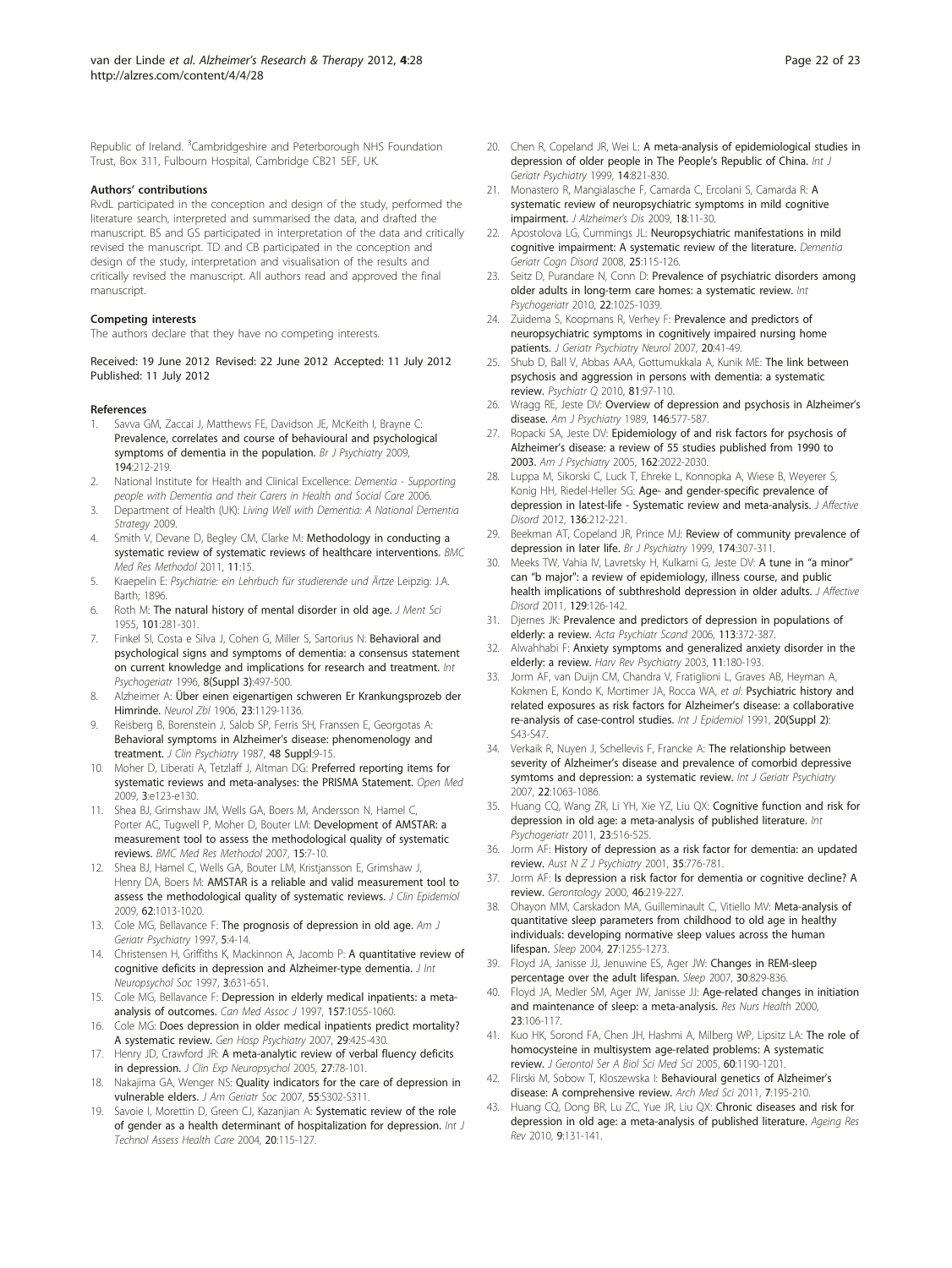Republic of Ireland. [3]Cambridgeshire and Peterborough NHS Foundation Trust, Box 311, Fulbourn Hospital, Cambridge CB21 5EF, UK.

#### Authors' contributions

RvdL participated in the conception and design of the study, performed the literature search, interpreted and summarised the data, and drafted the manuscript. BS and GS participated in interpretation of the data and critically revised the manuscript. TD and CB participated in the conception and design of the study, interpretation and visualisation of the results and critically revised the manuscript. All authors read and approved the final manuscript.

#### Competing interests

The authors declare that they have no competing interests.

Received: 19 June 2012 Revised: 22 June 2012 Accepted: 11 July 2012 Published: 11 July 2012

#### References

1. Savva GM, Zaccai J, Matthews FE, Davidson JE, McKeith I, Brayne C: **Prevalence, correlates and course of behavioural and psychological symptoms of dementia in the population.** *Br J Psychiatry* 2009, **194**:212-219.
2. National Institute for Health and Clinical Excellence: *Dementia - Supporting people with Dementia and their Carers in Health and Social Care* 2006.
3. Department of Health (UK): *Living Well with Dementia: A National Dementia Strategy* 2009.
4. Smith V, Devane D, Begley CM, Clarke M: **Methodology in conducting a systematic review of systematic reviews of healthcare interventions.** *BMC Med Res Methodol* 2011, **11**:15.
5. Kraepelin E: *Psychiatrie: ein Lehrbuch für studierende und Ärtze* Leipzig: J.A. Barth; 1896.
6. Roth M: **The natural history of mental disorder in old age.** *J Ment Sci* 1955, **101**:281-301.
7. Finkel SI, Costa e Silva J, Cohen G, Miller S, Sartorius N: **Behavioral and psychological signs and symptoms of dementia: a consensus statement on current knowledge and implications for research and treatment.** *Int Psychogeriatr* 1996, **8(Suppl 3)**:497-500.
8. Alzheimer A: **Über einen eigenartigen schweren Er Krankungsprozeb der Himrinde.** *Neurol Zbl* 1906, **23**:1129-1136.
9. Reisberg B, Borenstein J, Salob SP, Ferris SH, Franssen E, Georgotas A: **Behavioral symptoms in Alzheimer's disease: phenomenology and treatment.** *J Clin Psychiatry* 1987, **48 Suppl**:9-15.
10. Moher D, Liberati A, Tetzlaff J, Altman DG: **Preferred reporting items for systematic reviews and meta-analyses: the PRISMA Statement.** *Open Med* 2009, **3**:e123-e130.
11. Shea BJ, Grimshaw JM, Wells GA, Boers M, Andersson N, Hamel C, Porter AC, Tugwell P, Moher D, Bouter LM: **Development of AMSTAR: a measurement tool to assess the methodological quality of systematic reviews.** *BMC Med Res Methodol* 2007, **15**:7-10.
12. Shea BJ, Hamel C, Wells GA, Bouter LM, Kristjansson E, Grimshaw J, Henry DA, Boers M: **AMSTAR is a reliable and valid measurement tool to assess the methodological quality of systematic reviews.** *J Clin Epidemiol* 2009, **62**:1013-1020.
13. Cole MG, Bellavance F: **The prognosis of depression in old age.** *Am J Geriatr Psychiatry* 1997, **5**:4-14.
14. Christensen H, Griffiths K, Mackinnon A, Jacomb P: **A quantitative review of cognitive deficits in depression and Alzheimer-type dementia.** *J Int Neuropsychol Soc* 1997, **3**:631-651.
15. Cole MG, Bellavance F: **Depression in elderly medical inpatients: a meta-analysis of outcomes.** *Can Med Assoc J* 1997, **157**:1055-1060.
16. Cole MG: **Does depression in older medical inpatients predict mortality? A systematic review.** *Gen Hosp Psychiatry* 2007, **29**:425-430.
17. Henry JD, Crawford JR: **A meta-analytic review of verbal fluency deficits in depression.** *J Clin Exp Neuropsychol* 2005, **27**:78-101.
18. Nakajima GA, Wenger NS: **Quality indicators for the care of depression in vulnerable elders.** *J Am Geriatr Soc* 2007, **55**:S302-S311.
19. Savoie I, Morettin D, Green CJ, Kazanjian A: **Systematic review of the role of gender as a health determinant of hospitalization for depression.** *Int J Technol Assess Health Care* 2004, **20**:115-127.
20. Chen R, Copeland JR, Wei L: **A meta-analysis of epidemiological studies in depression of older people in The People's Republic of China.** *Int J Geriatr Psychiatry* 1999, **14**:821-830.
21. Monastero R, Mangialasche F, Camarda C, Ercolani S, Camarda R: **A systematic review of neuropsychiatric symptoms in mild cognitive impairment.** *J Alzheimer's Dis* 2009, **18**:11-30.
22. Apostolova LG, Cummings JL: **Neuropsychiatric manifestations in mild cognitive impairment: A systematic review of the literature.** *Dementia Geriatr Cogn Disord* 2008, **25**:115-126.
23. Seitz D, Purandare N, Conn D: **Prevalence of psychiatric disorders among older adults in long-term care homes: a systematic review.** *Int Psychogeriatr* 2010, **22**:1025-1039.
24. Zuidema S, Koopmans R, Verhey F: **Prevalence and predictors of neuropsychiatric symptoms in cognitively impaired nursing home patients.** *J Geriatr Psychiatry Neurol* 2007, **20**:41-49.
25. Shub D, Ball V, Abbas AAA, Gottumukkala A, Kunik ME: **The link between psychosis and aggression in persons with dementia: a systematic review.** *Psychiatr Q* 2010, **81**:97-110.
26. Wragg RE, Jeste DV: **Overview of depression and psychosis in Alzheimer's disease.** *Am J Psychiatry* 1989, **146**:577-587.
27. Ropacki SA, Jeste DV: **Epidemiology of and risk factors for psychosis of Alzheimer's disease: a review of 55 studies published from 1990 to 2003.** *Am J Psychiatry* 2005, **162**:2022-2030.
28. Luppa M, Sikorski C, Luck T, Ehreke L, Konnopka A, Wiese B, Weyerer S, Konig HH, Riedel-Heller SG: **Age- and gender-specific prevalence of depression in latest-life - Systematic review and meta-analysis.** *J Affective Disord* 2012, **136**:212-221.
29. Beekman AT, Copeland JR, Prince MJ: **Review of community prevalence of depression in later life.** *Br J Psychiatry* 1999, **174**:307-311.
30. Meeks TW, Vahia IV, Lavretsky H, Kulkarni G, Jeste DV: **A tune in "a minor" can "b major": a review of epidemiology, illness course, and public health implications of subthreshold depression in older adults.** *J Affective Disord* 2011, **129**:126-142.
31. Djernes JK: **Prevalence and predictors of depression in populations of elderly: a review.** *Acta Psychiatr Scand* 2006, **113**:372-387.
32. Alwahhabi F: **Anxiety symptoms and generalized anxiety disorder in the elderly: a review.** *Harv Rev Psychiatry* 2003, **11**:180-193.
33. Jorm AF, van Duijn CM, Chandra V, Fratiglioni L, Graves AB, Heyman A, Kokmen E, Kondo K, Mortimer JA, Rocca WA, *et al*: **Psychiatric history and related exposures as risk factors for Alzheimer's disease: a collaborative re-analysis of case-control studies.** *Int J Epidemiol* 1991, **20(Suppl 2)**: S43-S47.
34. Verkaik R, Nuyen J, Schellevis F, Francke A: **The relationship between severity of Alzheimer's disease and prevalence of comorbid depressive symtoms and depression: a systematic review.** *Int J Geriatr Psychiatry* 2007, **22**:1063-1086.
35. Huang CQ, Wang ZR, Li YH, Xie YZ, Liu QX: **Cognitive function and risk for depression in old age: a meta-analysis of published literature.** *Int Psychogeriatr* 2011, **23**:516-525.
36. Jorm AF: **History of depression as a risk factor for dementia: an updated review.** *Aust N Z J Psychiatry* 2001, **35**:776-781.
37. Jorm AF: **Is depression a risk factor for dementia or cognitive decline? A review.** *Gerontology* 2000, **46**:219-227.
38. Ohayon MM, Carskadon MA, Guilleminault C, Vitiello MV: **Meta-analysis of quantitative sleep parameters from childhood to old age in healthy individuals: developing normative sleep values across the human lifespan.** *Sleep* 2004, **27**:1255-1273.
39. Floyd JA, Janisse JJ, Jenuwine ES, Ager JW: **Changes in REM-sleep percentage over the adult lifespan.** *Sleep* 2007, **30**:829-836.
40. Floyd JA, Medler SM, Ager JW, Janisse JJ: **Age-related changes in initiation and maintenance of sleep: a meta-analysis.** *Res Nurs Health* 2000, **23**:106-117.
41. Kuo HK, Sorond FA, Chen JH, Hashmi A, Milberg WP, Lipsitz LA: **The role of homocysteine in multisystem age-related problems: A systematic review.** *J Gerontol Ser A Biol Sci Med Sci* 2005, **60**:1190-1201.
42. Flirski M, Sobow T, Kloszewska I: **Behavioural genetics of Alzheimer's disease: A comprehensive review.** *Arch Med Sci* 2011, **7**:195-210.
43. Huang CQ, Dong BR, Lu ZC, Yue JR, Liu QX: **Chronic diseases and risk for depression in old age: a meta-analysis of published literature.** *Ageing Res Rev* 2010, **9**:131-141.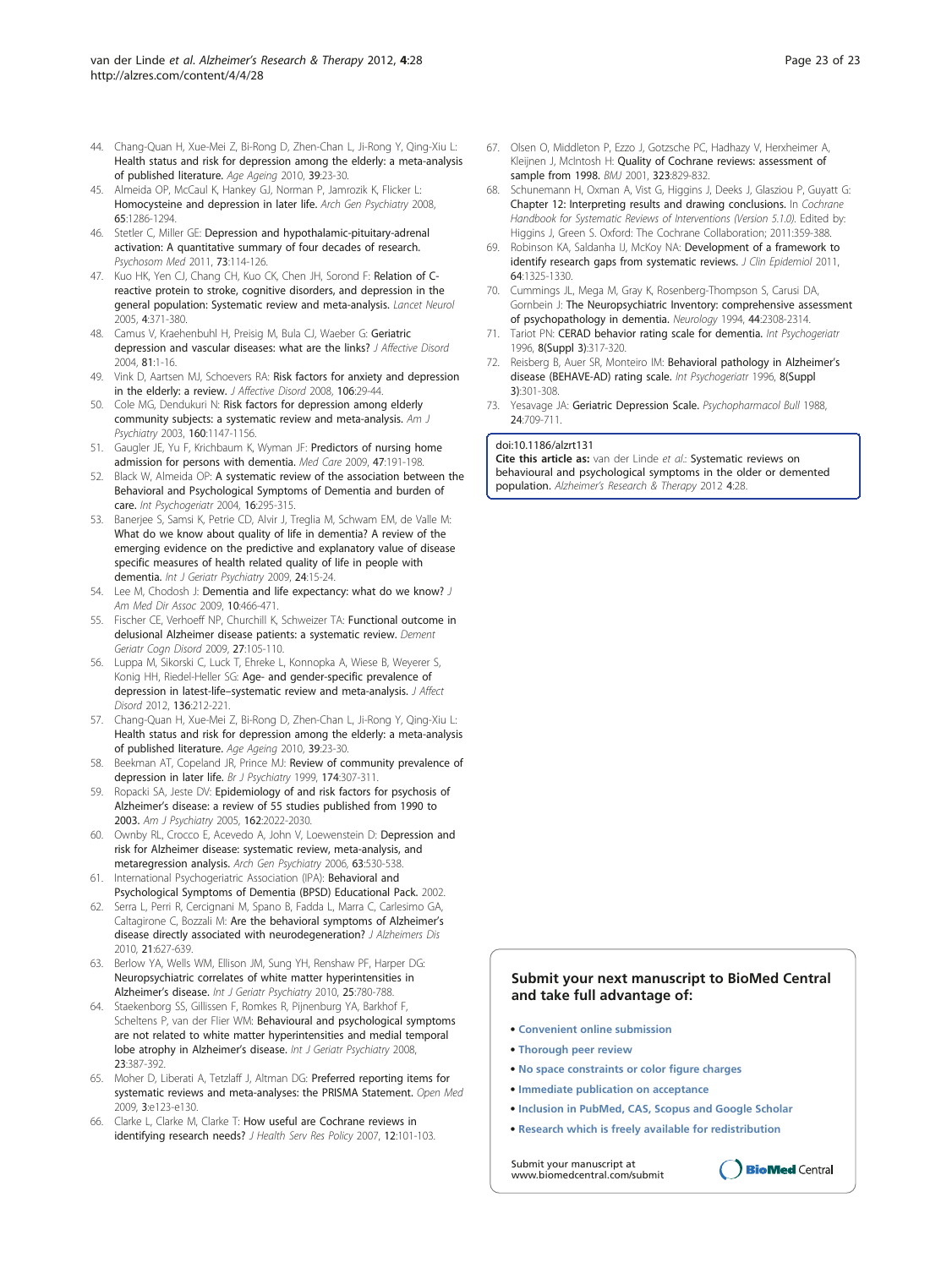44. Chang-Quan H, Xue-Mei Z, Bi-Rong D, Zhen-Chan L, Ji-Rong Y, Qing-Xiu L: **Health status and risk for depression among the elderly: a meta-analysis of published literature.** *Age Ageing* 2010, **39**:23-30.
45. Almeida OP, McCaul K, Hankey GJ, Norman P, Jamrozik K, Flicker L: **Homocysteine and depression in later life.** *Arch Gen Psychiatry* 2008, **65**:1286-1294.
46. Stetler C, Miller GE: **Depression and hypothalamic-pituitary-adrenal activation: A quantitative summary of four decades of research.** *Psychosom Med* 2011, **73**:114-126.
47. Kuo HK, Yen CJ, Chang CH, Kuo CK, Chen JH, Sorond F: **Relation of C-reactive protein to stroke, cognitive disorders, and depression in the general population: Systematic review and meta-analysis.** *Lancet Neurol* 2005, **4**:371-380.
48. Camus V, Kraehenbuhl H, Preisig M, Bula CJ, Waeber G: **Geriatric depression and vascular diseases: what are the links?** *J Affective Disord* 2004, **81**:1-16.
49. Vink D, Aartsen MJ, Schoevers RA: **Risk factors for anxiety and depression in the elderly: a review.** *J Affective Disord* 2008, **106**:29-44.
50. Cole MG, Dendukuri N: **Risk factors for depression among elderly community subjects: a systematic review and meta-analysis.** *Am J Psychiatry* 2003, **160**:1147-1156.
51. Gaugler JE, Yu F, Krichbaum K, Wyman JF: **Predictors of nursing home admission for persons with dementia.** *Med Care* 2009, **47**:191-198.
52. Black W, Almeida OP: **A systematic review of the association between the Behavioral and Psychological Symptoms of Dementia and burden of care.** *Int Psychogeriatr* 2004, **16**:295-315.
53. Banerjee S, Samsi K, Petrie CD, Alvir J, Treglia M, Schwam EM, de Valle M: **What do we know about quality of life in dementia? A review of the emerging evidence on the predictive and explanatory value of disease specific measures of health related quality of life in people with dementia.** *Int J Geriatr Psychiatry* 2009, **24**:15-24.
54. Lee M, Chodosh J: **Dementia and life expectancy: what do we know?** *J Am Med Dir Assoc* 2009, **10**:466-471.
55. Fischer CE, Verhoeff NP, Churchill K, Schweizer TA: **Functional outcome in delusional Alzheimer disease patients: a systematic review.** *Dement Geriatr Cogn Disord* 2009, **27**:105-110.
56. Luppa M, Sikorski C, Luck T, Ehreke L, Konnopka A, Wiese B, Weyerer S, Konig HH, Riedel-Heller SG: **Age- and gender-specific prevalence of depression in latest-life–systematic review and meta-analysis.** *J Affect Disord* 2012, **136**:212-221.
57. Chang-Quan H, Xue-Mei Z, Bi-Rong D, Zhen-Chan L, Ji-Rong Y, Qing-Xiu L: **Health status and risk for depression among the elderly: a meta-analysis of published literature.** *Age Ageing* 2010, **39**:23-30.
58. Beekman AT, Copeland JR, Prince MJ: **Review of community prevalence of depression in later life.** *Br J Psychiatry* 1999, **174**:307-311.
59. Ropacki SA, Jeste DV: **Epidemiology of and risk factors for psychosis of Alzheimer's disease: a review of 55 studies published from 1990 to 2003.** *Am J Psychiatry* 2005, **162**:2022-2030.
60. Ownby RL, Crocco E, Acevedo A, John V, Loewenstein D: **Depression and risk for Alzheimer disease: systematic review, meta-analysis, and metaregression analysis.** *Arch Gen Psychiatry* 2006, **63**:530-538.
61. International Psychogeriatric Association (IPA): **Behavioral and Psychological Symptoms of Dementia (BPSD) Educational Pack.** 2002.
62. Serra L, Perri R, Cercignani M, Spano B, Fadda L, Marra C, Carlesimo GA, Caltagirone C, Bozzali M: **Are the behavioral symptoms of Alzheimer's disease directly associated with neurodegeneration?** *J Alzheimers Dis* 2010, **21**:627-639.
63. Berlow YA, Wells WM, Ellison JM, Sung YH, Renshaw PF, Harper DG: **Neuropsychiatric correlates of white matter hyperintensities in Alzheimer's disease.** *Int J Geriatr Psychiatry* 2010, **25**:780-788.
64. Staekenborg SS, Gillissen F, Romkes R, Pijnenburg YA, Barkhof F, Scheltens P, van der Flier WM: **Behavioural and psychological symptoms are not related to white matter hyperintensities and medial temporal lobe atrophy in Alzheimer's disease.** *Int J Geriatr Psychiatry* 2008, **23**:387-392.
65. Moher D, Liberati A, Tetzlaff J, Altman DG: **Preferred reporting items for systematic reviews and meta-analyses: the PRISMA Statement.** *Open Med* 2009, **3**:e123-e130.
66. Clarke L, Clarke M, Clarke T: **How useful are Cochrane reviews in identifying research needs?** *J Health Serv Res Policy* 2007, **12**:101-103.
67. Olsen O, Middleton P, Ezzo J, Gotzsche PC, Hadhazy V, Herxheimer A, Kleijnen J, McIntosh H: **Quality of Cochrane reviews: assessment of sample from 1998.** *BMJ* 2001, **323**:829-832.
68. Schunemann H, Oxman A, Vist G, Higgins J, Deeks J, Glasziou P, Guyatt G: **Chapter 12: Interpreting results and drawing conclusions.** In *Cochrane Handbook for Systematic Reviews of Interventions (Version 5.1.0).* Edited by: Higgins J, Green S. Oxford: The Cochrane Collaboration; 2011:359-388.
69. Robinson KA, Saldanha IJ, McKoy NA: **Development of a framework to identify research gaps from systematic reviews.** *J Clin Epidemiol* 2011, **64**:1325-1330.
70. Cummings JL, Mega M, Gray K, Rosenberg-Thompson S, Carusi DA, Gornbein J: **The Neuropsychiatric Inventory: comprehensive assessment of psychopathology in dementia.** *Neurology* 1994, **44**:2308-2314.
71. Tariot PN: **CERAD behavior rating scale for dementia.** *Int Psychogeriatr* 1996, **8(Suppl 3)**:317-320.
72. Reisberg B, Auer SR, Monteiro IM: **Behavioral pathology in Alzheimer's disease (BEHAVE-AD) rating scale.** *Int Psychogeriatr* 1996, **8(Suppl 3)**:301-308.
73. Yesavage JA: **Geriatric Depression Scale.** *Psychopharmacol Bull* 1988, **24**:709-711.

doi:10.1186/alzrt131

**Cite this article as:** van der Linde *et al.*: Systematic reviews on behavioural and psychological symptoms in the older or demented population. *Alzheimer's Research & Therapy* 2012 **4**:28.